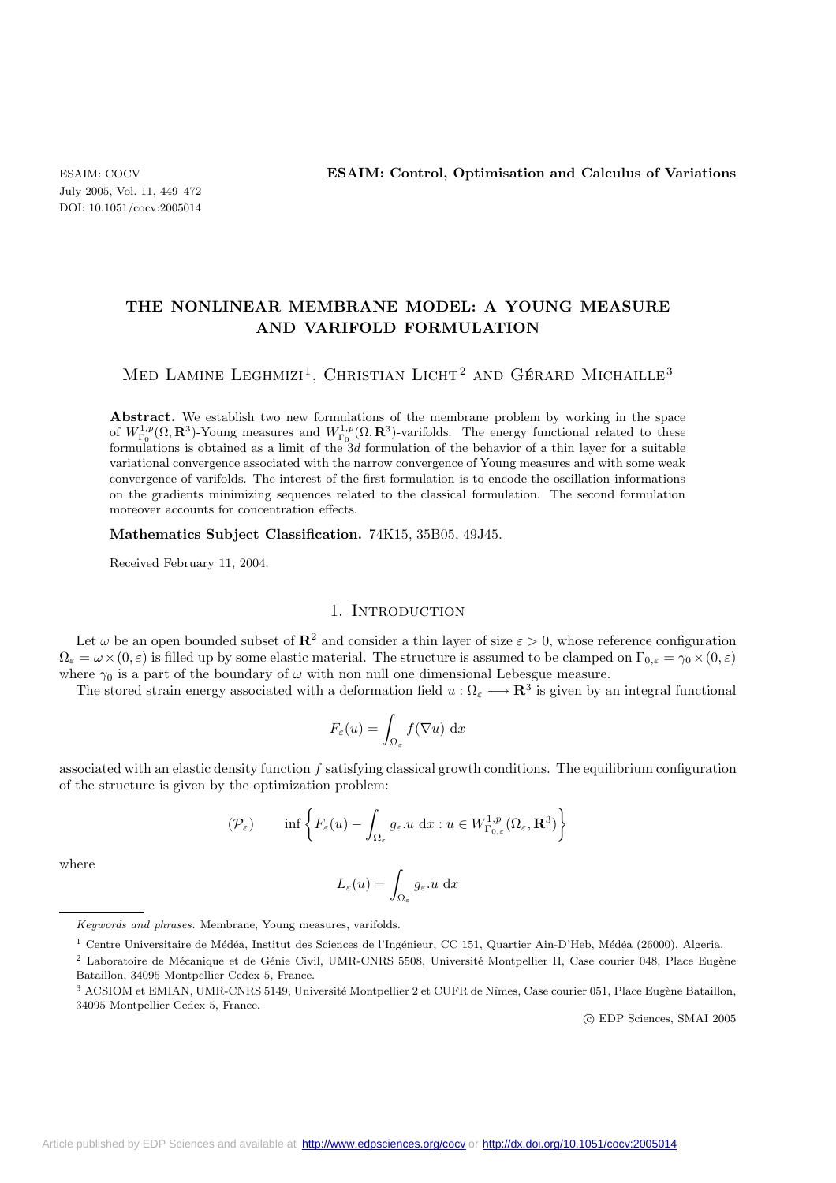# THE NONLINEAR MEMBRANE MODEL: A YOUNG MEASURE AND VARIFOLD FORMULATION

Med Lamine Leghmizi[1], Christian Licht[2] and Gérard Michaille[3]

**Abstract.** We establish two new formulations of the membrane problem by working in the space of $W^{1,p}_{\Gamma_0}(\Omega, \mathbf{R}^3)$-Young measures and $W^{1,p}_{\Gamma_0}(\Omega, \mathbf{R}^3)$-varifolds. The energy functional related to these formulations is obtained as a limit of the $3d$ formulation of a thin layer for a suitable variational convergence associated with the narrow convergence of Young measures and with some weak convergence of varifolds. The interest of the first formulation is to encode the oscillation informations on the gradients minimizing sequences related to the classical formulation. The second formulation moreover accounts for concentration effects.

**Mathematics Subject Classification.** 74K15, 35B05, 49J45.

Received February 11, 2004.

## 1. Introduction

Let $\omega$ be an open bounded subset of $\mathbf{R}^2$ and consider a thin layer of size $\varepsilon > 0$, whose reference configuration $\Omega_\varepsilon = \omega \times (0, \varepsilon)$ is filled up by some elastic material. The structure is assumed to be clamped on $\Gamma_{0,\varepsilon} = \gamma_0 \times (0, \varepsilon)$ where $\gamma_0$ is a part of the boundary of $\omega$ with non null one dimensional Lebesgue measure.

The stored strain energy associated with a deformation field $u : \Omega_\varepsilon \longrightarrow \mathbf{R}^3$ is given by an integral functional

$$F_\varepsilon(u) = \int_{\Omega_\varepsilon} f(\nabla u)\ \mathrm{d}x$$

associated with an elastic density function $f$ satisfying classical growth conditions. The equilibrium configuration of the structure is given by the optimization problem:

$$(\mathcal{P}_\varepsilon) \qquad \inf\left\{ F_\varepsilon(u) - \int_{\Omega_\varepsilon} g_\varepsilon . u\ \mathrm{d}x : u \in W^{1,p}_{\Gamma_{0,\varepsilon}}(\Omega_\varepsilon, \mathbf{R}^3) \right\}$$

where

$$L_\varepsilon(u) = \int_{\Omega_\varepsilon} g_\varepsilon . u\ \mathrm{d}x$$

*Keywords and phrases.* Membrane, Young measures, varifolds.

[1] Centre Universitaire de Médéa, Institut des Sciences de l'Ingénieur, CC 151, Quartier Ain-D'Heb, Médéa (26000), Algeria.

[2] Laboratoire de Mécanique et de Génie Civil, UMR-CNRS 5508, Université Montpellier II, Case courier 048, Place Eugène Bataillon, 34095 Montpellier Cedex 5, France.

[3] ACSIOM et EMIAN, UMR-CNRS 5149, Université Montpellier 2 et CUFR de Nimes, Case courier 051, Place Eugène Bataillon, 34095 Montpellier Cedex 5, France.

© EDP Sciences, SMAI 2005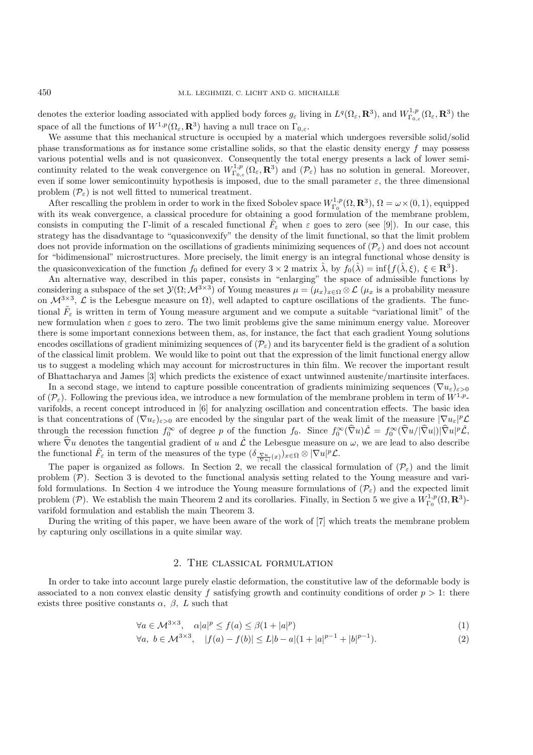denotes the exterior loading associated with applied body forces $g_\varepsilon$ living in $L^q(\Omega_\varepsilon, \mathbf{R}^3)$, and $W^{1,p}_{\Gamma_{0,\varepsilon}}(\Omega_\varepsilon, \mathbf{R}^3)$ the space of all the functions of $W^{1,p}(\Omega_\varepsilon, \mathbf{R}^3)$ having a null trace on $\Gamma_{0,\varepsilon}$.

We assume that this mechanical structure is occupied by a material which undergoes reversible solid/solid phase transformations as for instance some cristalline solids, so that the elastic density energy $f$ may possess various potential wells and is not quasiconvex. Consequently the total energy presents a lack of lower semicontinuity related to the weak convergence on $W^{1,p}_{\Gamma_{0,\varepsilon}}(\Omega_\varepsilon, \mathbf{R}^3)$ and $(\mathcal{P}_\varepsilon)$ has no solution in general. Moreover, even if some lower semicontinuity hypothesis is imposed, due to the small parameter $\varepsilon$, the three dimensional problem $(\mathcal{P}_\varepsilon)$ is not well fitted to numerical treatment.

After rescalling the problem in order to work in the fixed Sobolev space $W^{1,p}_{\Gamma_0}(\Omega, \mathbf{R}^3)$, $\Omega = \omega \times (0,1)$, equipped with its weak convergence, a classical procedure for obtaining a good formulation of the membrane problem, consists in computing the Γ-limit of a rescaled functional $\tilde{F}_\varepsilon$ when $\varepsilon$ goes to zero (see [9]). In our case, this strategy has the disadvantage to "quasiconvexify" the density of the limit functional, so that the limit problem does not provide information on the oscillations of gradients minimizing sequences of $(\mathcal{P}_\varepsilon)$ and does not account for "bidimensional" microstructures. More precisely, the limit energy is an integral functional whose density is the quasiconvexication of the function $f_0$ defined for every $3 \times 2$ matrix $\hat{\lambda}$, by $f_0(\hat{\lambda}) = \inf\{f(\hat{\lambda}, \xi),\ \xi \in \mathbf{R}^3\}$.

An alternative way, described in this paper, consists in "enlarging" the space of admissible functions by considering a subspace of the set $\mathcal{Y}(\Omega; \mathcal{M}^{3\times 3})$ of Young measures $\mu = (\mu_x)_{x\in\Omega} \otimes \mathcal{L}$ ($\mu_x$ is a probability measure on $\mathcal{M}^{3\times 3}$, $\mathcal{L}$ is the Lebesgue measure on $\Omega$), well adapted to capture oscillations of the gradients. The functional $\tilde{F}_\varepsilon$ is written in term of Young measure argument and we compute a suitable "variational limit" of the new formulation when $\varepsilon$ goes to zero. The two limit problems give the same minimum energy value. Moreover there is some important connexions between them, as, for instance, the fact that each gradient Young solutions encodes oscillations of gradient minimizing sequences of $(\mathcal{P}_\varepsilon)$ and its barycenter field is the gradient of a solution of the classical limit problem. We would like to point out that the expression of the limit functional energy allow us to suggest a modeling which may account for microstructures in thin film. We recover the important result of Bhattacharya and James [3] which predicts the existence of exact untwinned austenite/martinsite interfaces.

In a second stage, we intend to capture possible concentration of gradients minimizing sequences $(\nabla u_\varepsilon)_{\varepsilon>0}$ of $(\mathcal{P}_\varepsilon)$. Following the previous idea, we introduce a new formulation of the membrane problem in term of $W^{1,p}$-varifolds, a recent concept introduced in [6] for analyzing oscillation and concentration effects. The basic idea is that concentrations of $(\nabla u_\varepsilon)_{\varepsilon>0}$ are encoded by the singular part of the weak limit of the measure $|\nabla u_\varepsilon|^p \mathcal{L}$ through the recession function $f_0^\infty$ of degree $p$ of the function $f_0$. Since $f_0^\infty(\widehat{\nabla} u)\hat{\mathcal{L}} = f_0^\infty(\widehat{\nabla} u/|\widehat{\nabla} u|)|\widehat{\nabla} u|^p \hat{\mathcal{L}}$, where $\widehat{\nabla} u$ denotes the tangential gradient of $u$ and $\hat{\mathcal{L}}$ the Lebesgue measure on $\omega$, we are lead to also describe the functional $\tilde{F}_\varepsilon$ in term of the measures of the type $(\delta_{\frac{\nabla u}{|\nabla u|}(x)})_{x\in\Omega} \otimes |\nabla u|^p \mathcal{L}$.

The paper is organized as follows. In Section 2, we recall the classical formulation of $(\mathcal{P}_\varepsilon)$ and the limit problem $(\mathcal{P})$. Section 3 is devoted to the functional analysis setting related to the Young measure and varifold formulations. In Section 4 we introduce the Young measure formulations of $(\mathcal{P}_\varepsilon)$ and the expected limit problem $(\mathcal{P})$. We establish the main Theorem 2 and its corollaries. Finally, in Section 5 we give a $W^{1,p}_{\Gamma_0}(\Omega, \mathbf{R}^3)$-varifold formulation and establish the main Theorem 3.

During the writing of this paper, we have been aware of the work of [7] which treats the membrane problem by capturing only oscillations in a quite similar way.

## 2. The classical formulation

In order to take into account large purely elastic deformation, the constitutive law of the deformable body is associated to a non convex elastic density $f$ satisfying growth and continuity conditions of order $p > 1$: there exists three positive constants $\alpha$, $\beta$, $L$ such that

$$\forall a \in \mathcal{M}^{3\times 3}, \quad \alpha |a|^p \le f(a) \le \beta(1 + |a|^p) \tag{1}$$

$$\forall a,\ b \in \mathcal{M}^{3\times 3}, \quad |f(a) - f(b)| \le L|b - a|(1 + |a|^{p-1} + |b|^{p-1}). \tag{2}$$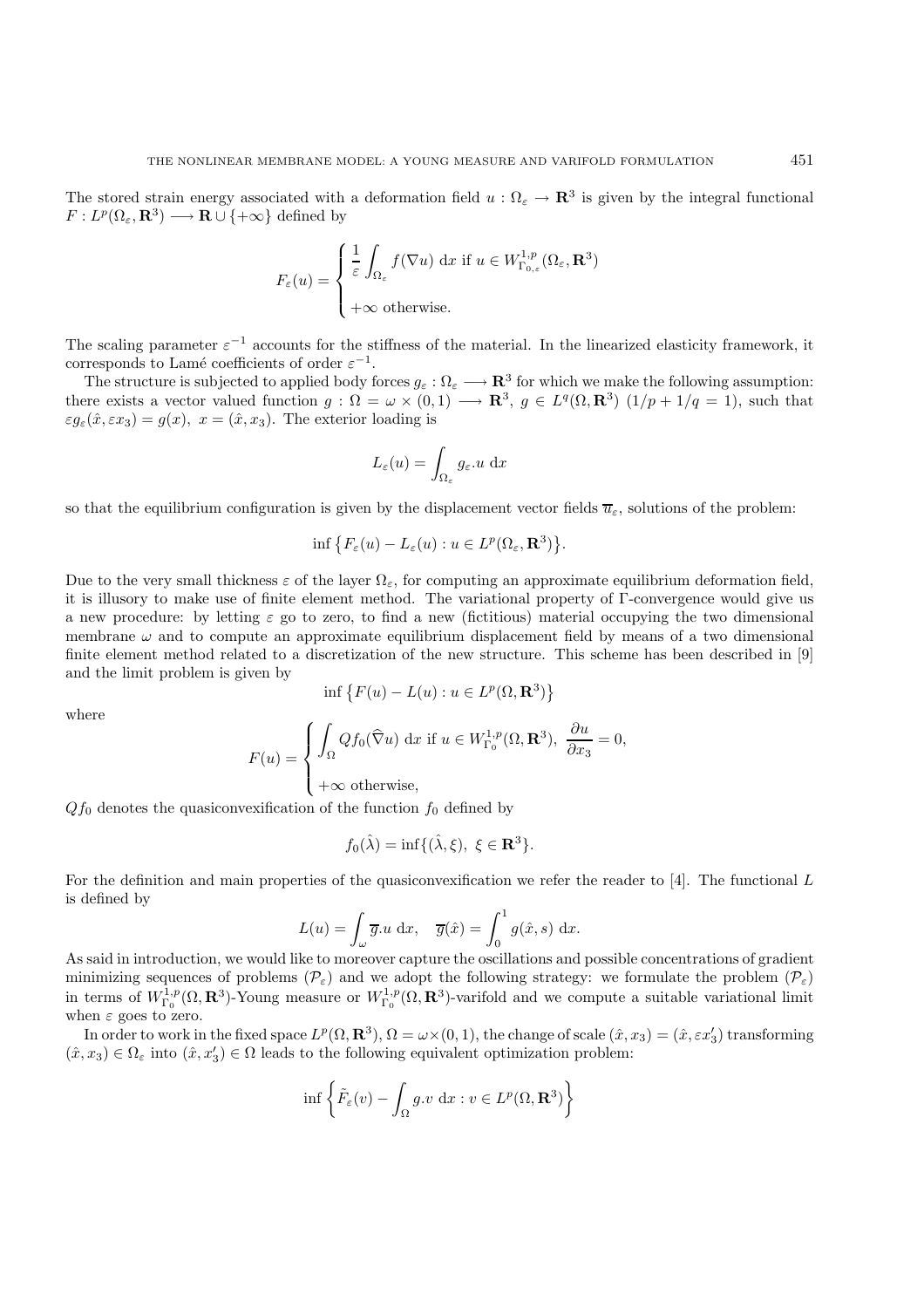The stored strain energy associated with a deformation field $u : \Omega_\varepsilon \to \mathbf{R}^3$ is given by the integral functional $F : L^p(\Omega_\varepsilon, \mathbf{R}^3) \longrightarrow \mathbf{R} \cup \{+\infty\}$ defined by

$$
F_\varepsilon(u) = \begin{cases} \dfrac{1}{\varepsilon} \displaystyle\int_{\Omega_\varepsilon} f(\nabla u) \, \mathrm{d}x \text{ if } u \in W^{1,p}_{\Gamma_{0,\varepsilon}}(\Omega_\varepsilon, \mathbf{R}^3) \\ \\ +\infty \text{ otherwise.} \end{cases}
$$

The scaling parameter $\varepsilon^{-1}$ accounts for the stiffness of the material. In the linearized elasticity framework, it corresponds to Lamé coefficients of order $\varepsilon^{-1}$.

The structure is subjected to applied body forces $g_\varepsilon : \Omega_\varepsilon \longrightarrow \mathbf{R}^3$ for which we make the following assumption: there exists a vector valued function $g : \Omega = \omega \times (0,1) \longrightarrow \mathbf{R}^3$, $g \in L^q(\Omega, \mathbf{R}^3)$ $(1/p + 1/q = 1)$, such that $\varepsilon g_\varepsilon(\hat{x}, \varepsilon x_3) = g(x)$, $x = (\hat{x}, x_3)$. The exterior loading is

$$
L_\varepsilon(u) = \int_{\Omega_\varepsilon} g_\varepsilon . u \, \mathrm{d}x
$$

so that the equilibrium configuration is given by the displacement vector fields $\overline{u}_\varepsilon$, solutions of the problem:

$$
\inf \left\{ F_\varepsilon(u) - L_\varepsilon(u) : u \in L^p(\Omega_\varepsilon, \mathbf{R}^3) \right\}.
$$

Due to the very small thickness $\varepsilon$ of the layer $\Omega_\varepsilon$, for computing an approximate equilibrium deformation field, it is illusory to make use of finite element method. The variational property of $\Gamma$-convergence would give us a new procedure: by letting $\varepsilon$ go to zero, to find a new (fictitious) material occupying the two dimensional membrane $\omega$ and to compute an approximate equilibrium displacement field by means of a two dimensional finite element method related to a discretization of the new structure. This scheme has been described in [9] and the limit problem is given by

$$
\inf \left\{ F(u) - L(u) : u \in L^p(\Omega, \mathbf{R}^3) \right\}
$$

where

$$
F(u) = \begin{cases} \displaystyle\int_\Omega Qf_0(\widehat{\nabla} u) \, \mathrm{d}x \text{ if } u \in W^{1,p}_{\Gamma_0}(\Omega, \mathbf{R}^3), \ \dfrac{\partial u}{\partial x_3} = 0, \\ \\ +\infty \text{ otherwise,} \end{cases}
$$

$Qf_0$ denotes the quasiconvexification of the function $f_0$ defined by

$$
f_0(\hat{\lambda}) = \inf \{ (\hat{\lambda}, \xi), \ \xi \in \mathbf{R}^3 \}.
$$

For the definition and main properties of the quasiconvexification we refer the reader to [4]. The functional $L$ is defined by

$$
L(u) = \int_\omega \overline{g} . u \, \mathrm{d}x, \quad \overline{g}(\hat{x}) = \int_0^1 g(\hat{x}, s) \, \mathrm{d}x.
$$

As said in introduction, we would like to moreover capture the oscillations and possible concentrations of gradient minimizing sequences of problems $(\mathcal{P}_\varepsilon)$ and we adopt the following strategy: we formulate the problem $(\mathcal{P}_\varepsilon)$ in terms of $W^{1,p}_{\Gamma_0}(\Omega, \mathbf{R}^3)$-Young measure or $W^{1,p}_{\Gamma_0}(\Omega, \mathbf{R}^3)$-varifold and we compute a suitable variational limit when $\varepsilon$ goes to zero.

In order to work in the fixed space $L^p(\Omega, \mathbf{R}^3)$, $\Omega = \omega \times (0,1)$, the change of scale $(\hat{x}, x_3) = (\hat{x}, \varepsilon x'_3)$ transforming $(\hat{x}, x_3) \in \Omega_\varepsilon$ into $(\hat{x}, x'_3) \in \Omega$ leads to the following equivalent optimization problem:

$$
\inf \left\{ \tilde{F}_\varepsilon(v) - \int_\Omega g . v \, \mathrm{d}x : v \in L^p(\Omega, \mathbf{R}^3) \right\}
$$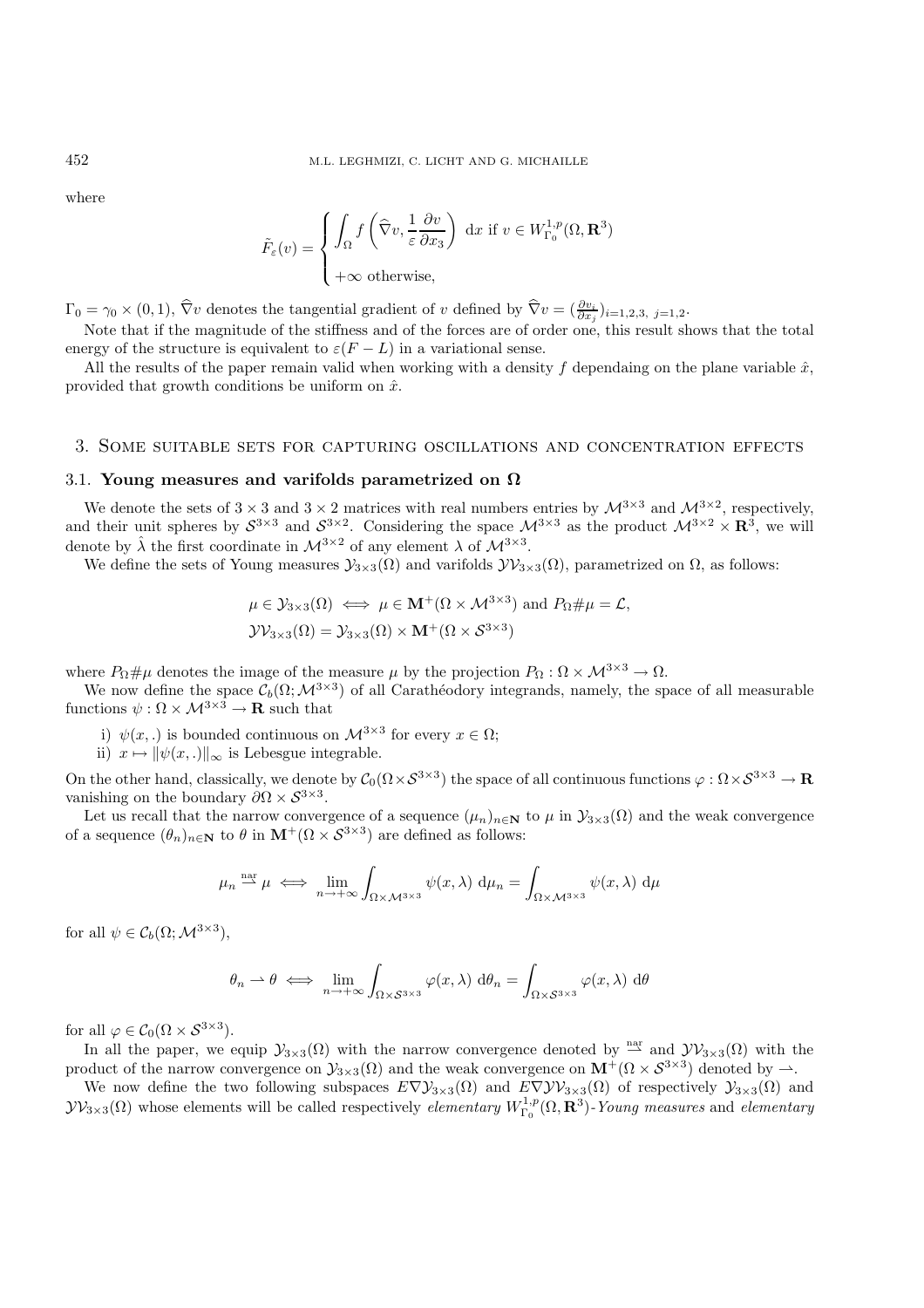where

$$\tilde{F}_\varepsilon(v) = \begin{cases} \displaystyle\int_\Omega f\left(\widehat{\nabla} v, \frac{1}{\varepsilon}\frac{\partial v}{\partial x_3}\right)\,\mathrm{d}x \text{ if } v \in W^{1,p}_{\Gamma_0}(\Omega, \mathbf{R}^3) \\ +\infty \text{ otherwise,} \end{cases}$$

$\Gamma_0 = \gamma_0 \times (0,1)$, $\widehat{\nabla} v$ denotes the tangential gradient of $v$ defined by $\widehat{\nabla} v = (\frac{\partial v_i}{\partial x_j})_{i=1,2,3,\ j=1,2}$.

Note that if the magnitude of the stiffness and of the forces are of order one, this result shows that the total energy of the structure is equivalent to $\varepsilon(F - L)$ in a variational sense.

All the results of the paper remain valid when working with a density $f$ dependaing on the plane variable $\hat{x}$, provided that growth conditions be uniform on $\hat{x}$.

## 3. Some suitable sets for capturing oscillations and concentration effects

### 3.1. Young measures and varifolds parametrized on $\Omega$

We denote the sets of $3 \times 3$ and $3 \times 2$ matrices with real numbers entries by $\mathcal{M}^{3\times 3}$ and $\mathcal{M}^{3\times 2}$, respectively, and their unit spheres by $\mathcal{S}^{3\times 3}$ and $\mathcal{S}^{3\times 2}$. Considering the space $\mathcal{M}^{3\times 3}$ as the product $\mathcal{M}^{3\times 2} \times \mathbf{R}^3$, we will denote by $\hat{\lambda}$ the first coordinate in $\mathcal{M}^{3\times 2}$ of any element $\lambda$ of $\mathcal{M}^{3\times 3}$.

We define the sets of Young measures $\mathcal{Y}_{3\times 3}(\Omega)$ and varifolds $\mathcal{YV}_{3\times 3}(\Omega)$, parametrized on $\Omega$, as follows:

$$\mu \in \mathcal{Y}_{3\times 3}(\Omega) \iff \mu \in \mathbf{M}^+(\Omega \times \mathcal{M}^{3\times 3}) \text{ and } P_\Omega \# \mu = \mathcal{L},$$
$$\mathcal{YV}_{3\times 3}(\Omega) = \mathcal{Y}_{3\times 3}(\Omega) \times \mathbf{M}^+(\Omega \times \mathcal{S}^{3\times 3})$$

where $P_\Omega \# \mu$ denotes the image of the measure $\mu$ by the projection $P_\Omega : \Omega \times \mathcal{M}^{3\times 3} \to \Omega$.

We now define the space $\mathcal{C}_b(\Omega; \mathcal{M}^{3\times 3})$ of all Carathéodory integrands, namely, the space of all measurable functions $\psi : \Omega \times \mathcal{M}^{3\times 3} \to \mathbf{R}$ such that

i) $\psi(x,.)$ is bounded continuous on $\mathcal{M}^{3\times 3}$ for every $x \in \Omega$;

ii) $x \mapsto \|\psi(x,.)\|_\infty$ is Lebesgue integrable.

On the other hand, classically, we denote by $\mathcal{C}_0(\Omega \times \mathcal{S}^{3\times 3})$ the space of all continuous functions $\varphi : \Omega \times \mathcal{S}^{3\times 3} \to \mathbf{R}$ vanishing on the boundary $\partial\Omega \times \mathcal{S}^{3\times 3}$.

Let us recall that the narrow convergence of a sequence $(\mu_n)_{n\in\mathbf{N}}$ to $\mu$ in $\mathcal{Y}_{3\times 3}(\Omega)$ and the weak convergence of a sequence $(\theta_n)_{n\in\mathbf{N}}$ to $\theta$ in $\mathbf{M}^+(\Omega \times \mathcal{S}^{3\times 3})$ are defined as follows:

$$\mu_n \overset{\text{nar}}{\rightharpoonup} \mu \iff \lim_{n\to+\infty} \int_{\Omega\times\mathcal{M}^{3\times 3}} \psi(x,\lambda)\,\mathrm{d}\mu_n = \int_{\Omega\times\mathcal{M}^{3\times 3}} \psi(x,\lambda)\,\mathrm{d}\mu$$

for all $\psi \in \mathcal{C}_b(\Omega; \mathcal{M}^{3\times 3})$,

$$\theta_n \rightharpoonup \theta \iff \lim_{n\to+\infty} \int_{\Omega\times\mathcal{S}^{3\times 3}} \varphi(x,\lambda)\,\mathrm{d}\theta_n = \int_{\Omega\times\mathcal{S}^{3\times 3}} \varphi(x,\lambda)\,\mathrm{d}\theta$$

for all $\varphi \in \mathcal{C}_0(\Omega \times \mathcal{S}^{3\times 3})$.

In all the paper, we equip $\mathcal{Y}_{3\times 3}(\Omega)$ with the narrow convergence denoted by $\overset{\text{nar}}{\rightharpoonup}$ and $\mathcal{YV}_{3\times 3}(\Omega)$ with the product of the narrow convergence on $\mathcal{Y}_{3\times 3}(\Omega)$ and the weak convergence on $\mathbf{M}^+(\Omega \times \mathcal{S}^{3\times 3})$ denoted by $\rightharpoonup$.

We now define the two following subspaces $E\nabla\mathcal{Y}_{3\times 3}(\Omega)$ and $E\nabla\mathcal{YV}_{3\times 3}(\Omega)$ of respectively $\mathcal{Y}_{3\times 3}(\Omega)$ and $\mathcal{YV}_{3\times 3}(\Omega)$ whose elements will be called respectively *elementary* $W^{1,p}_{\Gamma_0}(\Omega, \mathbf{R}^3)$*-Young measures* and *elementary*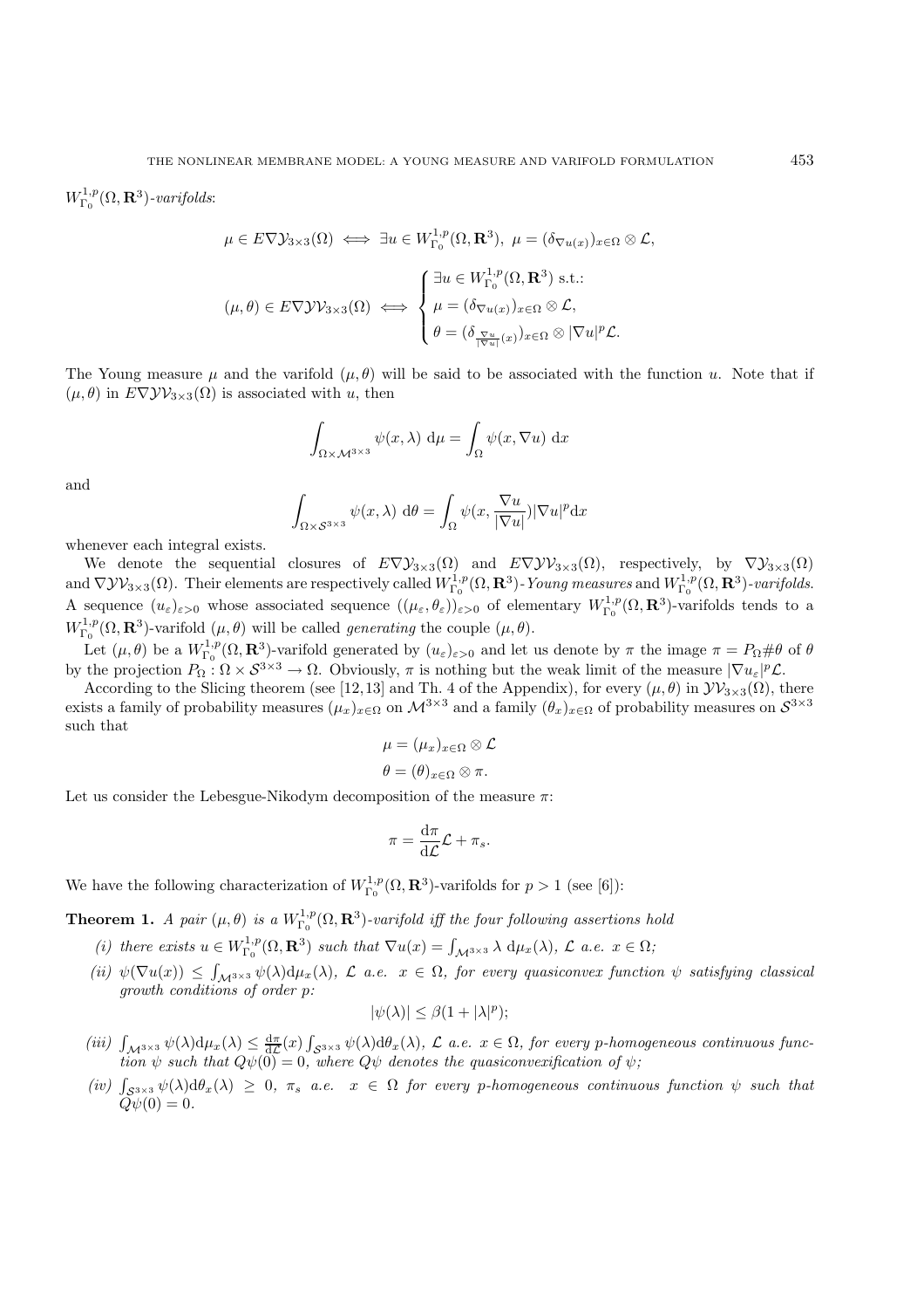$W^{1,p}_{\Gamma_0}(\Omega, \mathbf{R}^3)$*-varifolds*:

$$\mu \in E\nabla\mathcal{Y}_{3\times 3}(\Omega) \iff \exists u \in W^{1,p}_{\Gamma_0}(\Omega, \mathbf{R}^3),\ \mu = (\delta_{\nabla u(x)})_{x\in\Omega} \otimes \mathcal{L},$$

$$(\mu, \theta) \in E\nabla\mathcal{YV}_{3\times 3}(\Omega) \iff \begin{cases} \exists u \in W^{1,p}_{\Gamma_0}(\Omega, \mathbf{R}^3) \text{ s.t.:} \\ \mu = (\delta_{\nabla u(x)})_{x\in\Omega} \otimes \mathcal{L}, \\ \theta = (\delta_{\frac{\nabla u}{|\nabla u|}(x)})_{x\in\Omega} \otimes |\nabla u|^p \mathcal{L}. \end{cases}$$

The Young measure $\mu$ and the varifold $(\mu, \theta)$ will be said to be associated with the function $u$. Note that if $(\mu, \theta)$ in $E\nabla\mathcal{YV}_{3\times 3}(\Omega)$ is associated with $u$, then

$$\int_{\Omega\times\mathcal{M}^{3\times 3}} \psi(x, \lambda)\ \mathrm{d}\mu = \int_\Omega \psi(x, \nabla u)\ \mathrm{d}x$$

and

$$\int_{\Omega\times\mathcal{S}^{3\times 3}} \psi(x, \lambda)\ \mathrm{d}\theta = \int_\Omega \psi(x, \frac{\nabla u}{|\nabla u|})|\nabla u|^p \mathrm{d}x$$

whenever each integral exists.

We denote the sequential closures of $E\nabla\mathcal{Y}_{3\times 3}(\Omega)$ and $E\nabla\mathcal{YV}_{3\times 3}(\Omega)$, respectively, by $\nabla\mathcal{Y}_{3\times 3}(\Omega)$ and $\nabla\mathcal{YV}_{3\times 3}(\Omega)$. Their elements are respectively called $W^{1,p}_{\Gamma_0}(\Omega, \mathbf{R}^3)$*-Young measures* and $W^{1,p}_{\Gamma_0}(\Omega, \mathbf{R}^3)$*-varifolds*. A sequence $(u_\varepsilon)_{\varepsilon>0}$ whose associated sequence $((\mu_\varepsilon, \theta_\varepsilon))_{\varepsilon>0}$ of elementary $W^{1,p}_{\Gamma_0}(\Omega, \mathbf{R}^3)$-varifolds tends to a $W^{1,p}_{\Gamma_0}(\Omega, \mathbf{R}^3)$-varifold $(\mu, \theta)$ will be called *generating* the couple $(\mu, \theta)$.

Let $(\mu, \theta)$ be a $W^{1,p}_{\Gamma_0}(\Omega, \mathbf{R}^3)$-varifold generated by $(u_\varepsilon)_{\varepsilon>0}$ and let us denote by $\pi$ the image $\pi = P_\Omega\#\theta$ of $\theta$ by the projection $P_\Omega : \Omega \times \mathcal{S}^{3\times 3} \to \Omega$. Obviously, $\pi$ is nothing but the weak limit of the measure $|\nabla u_\varepsilon|^p \mathcal{L}$.

According to the Slicing theorem (see [12,13] and Th. 4 of the Appendix), for every $(\mu, \theta)$ in $\mathcal{YV}_{3\times 3}(\Omega)$, there exists a family of probability measures $(\mu_x)_{x\in\Omega}$ on $\mathcal{M}^{3\times 3}$ and a family $(\theta_x)_{x\in\Omega}$ of probability measures on $\mathcal{S}^{3\times 3}$ such that

$$\mu = (\mu_x)_{x\in\Omega} \otimes \mathcal{L}$$
$$\theta = (\theta)_{x\in\Omega} \otimes \pi.$$

Let us consider the Lebesgue-Nikodym decomposition of the measure $\pi$:

$$\pi = \frac{\mathrm{d}\pi}{\mathrm{d}\mathcal{L}}\mathcal{L} + \pi_s.$$

We have the following characterization of $W^{1,p}_{\Gamma_0}(\Omega, \mathbf{R}^3)$-varifolds for $p > 1$ (see [6]):

**Theorem 1.** *A pair $(\mu, \theta)$ is a $W^{1,p}_{\Gamma_0}(\Omega, \mathbf{R}^3)$-varifold iff the four following assertions hold*

*(i) there exists $u \in W^{1,p}_{\Gamma_0}(\Omega, \mathbf{R}^3)$ such that $\nabla u(x) = \int_{\mathcal{M}^{3\times 3}} \lambda\ \mathrm{d}\mu_x(\lambda)$, $\mathcal{L}$ a.e. $x \in \Omega$;*

*(ii) $\psi(\nabla u(x)) \le \int_{\mathcal{M}^{3\times 3}} \psi(\lambda)\mathrm{d}\mu_x(\lambda)$, $\mathcal{L}$ a.e. $x \in \Omega$, for every quasiconvex function $\psi$ satisfying classical growth conditions of order $p$:*

$$|\psi(\lambda)| \le \beta(1 + |\lambda|^p);$$

*(iii) $\int_{\mathcal{M}^{3\times 3}} \psi(\lambda)\mathrm{d}\mu_x(\lambda) \le \frac{\mathrm{d}\pi}{\mathrm{d}\mathcal{L}}(x) \int_{\mathcal{S}^{3\times 3}} \psi(\lambda)\mathrm{d}\theta_x(\lambda)$, $\mathcal{L}$ a.e. $x \in \Omega$, for every $p$-homogeneous continuous function $\psi$ such that $Q\psi(0) = 0$, where $Q\psi$ denotes the quasiconvexification of $\psi$;*

*(iv) $\int_{\mathcal{S}^{3\times 3}} \psi(\lambda)\mathrm{d}\theta_x(\lambda) \ge 0$, $\pi_s$ a.e. $x \in \Omega$ for every $p$-homogeneous continuous function $\psi$ such that $Q\psi(0) = 0$.*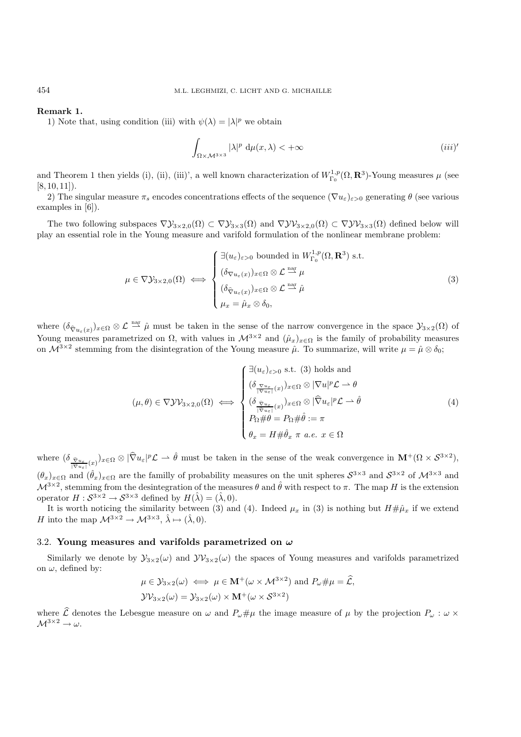**Remark 1.**

1) Note that, using condition (iii) with $\psi(\lambda) = |\lambda|^p$ we obtain

$$\int_{\Omega \times \mathcal{M}^{3\times 3}} |\lambda|^p \, \mathrm{d}\mu(x, \lambda) < +\infty \qquad (iii)'$$

and Theorem 1 then yields (i), (ii), (iii)', a well known characterization of $W^{1,p}_{\Gamma_0}(\Omega, \mathbf{R}^3)$-Young measures $\mu$ (see [8, 10, 11]).

2) The singular measure $\pi_s$ encodes concentrations effects of the sequence $(\nabla u_\varepsilon)_{\varepsilon>0}$ generating $\theta$ (see various examples in [6]).

The two following subspaces $\nabla \mathcal{Y}_{3\times 2,0}(\Omega) \subset \nabla \mathcal{Y}_{3\times 3}(\Omega)$ and $\nabla \mathcal{YV}_{3\times 2,0}(\Omega) \subset \nabla \mathcal{YV}_{3\times 3}(\Omega)$ defined below will play an essential role in the Young measure and varifold formulation of the nonlinear membrane problem:

$$\mu \in \nabla \mathcal{Y}_{3\times 2,0}(\Omega) \iff \begin{cases} \exists (u_\varepsilon)_{\varepsilon>0} \text{ bounded in } W^{1,p}_{\Gamma_0}(\Omega, \mathbf{R}^3) \text{ s.t.} \\ (\delta_{\nabla u_\varepsilon(x)})_{x\in\Omega} \otimes \mathcal{L} \overset{\text{nar}}{\rightharpoonup} \mu \\ (\delta_{\widehat{\nabla} u_\varepsilon(x)})_{x\in\Omega} \otimes \mathcal{L} \overset{\text{nar}}{\rightharpoonup} \hat{\mu} \\ \mu_x = \hat{\mu}_x \otimes \delta_0, \end{cases} \qquad (3)$$

where $(\delta_{\widehat{\nabla} u_\varepsilon(x)})_{x\in\Omega} \otimes \mathcal{L} \overset{\text{nar}}{\rightharpoonup} \hat{\mu}$ must be taken in the sense of the narrow convergence in the space $\mathcal{Y}_{3\times 2}(\Omega)$ of Young measures parametrized on $\Omega$, with values in $\mathcal{M}^{3\times 2}$ and $(\hat{\mu}_x)_{x\in\Omega}$ is the family of probability measures on $\mathcal{M}^{3\times 2}$ stemming from the disintegration of the Young measure $\hat{\mu}$. To summarize, will write $\mu = \hat{\mu} \otimes \delta_0$;

$$(\mu, \theta) \in \nabla \mathcal{YV}_{3\times 2,0}(\Omega) \iff \begin{cases} \exists (u_\varepsilon)_{\varepsilon>0} \text{ s.t. (3) holds and} \\ (\delta_{\frac{\nabla u_\varepsilon}{|\nabla u_\varepsilon|}(x)})_{x\in\Omega} \otimes |\nabla u|^p \mathcal{L} \rightharpoonup \theta \\ (\delta_{\frac{\widehat{\nabla} u_\varepsilon}{|\nabla u_\varepsilon|}(x)})_{x\in\Omega} \otimes |\widehat{\nabla} u_\varepsilon|^p \mathcal{L} \rightharpoonup \hat{\theta} \\ P_\Omega \# \theta = P_\Omega \# \hat{\theta} := \pi \\ \theta_x = H \# \hat{\theta}_x \ \pi \ a.e. \ x \in \Omega \end{cases} \qquad (4)$$

where $(\delta_{\frac{\widehat{\nabla} u_\varepsilon}{|\nabla u_\varepsilon|}(x)})_{x\in\Omega} \otimes |\widehat{\nabla} u_\varepsilon|^p \mathcal{L} \rightharpoonup \hat{\theta}$ must be taken in the sense of the weak convergence in $\mathbf{M}^+(\Omega \times \mathcal{S}^{3\times 2})$, $(\theta_x)_{x\in\Omega}$ and $(\hat{\theta}_x)_{x\in\Omega}$ are the familly of probability measures on the unit spheres $\mathcal{S}^{3\times 3}$ and $\mathcal{S}^{3\times 2}$ of $\mathcal{M}^{3\times 3}$ and $\mathcal{M}^{3\times 2}$, stemming from the disintegration of the measures $\theta$ and $\hat{\theta}$ with respect to $\pi$. The map $H$ is the extension operator $H : \mathcal{S}^{3\times 2} \to \mathcal{S}^{3\times 3}$ defined by $H(\hat{\lambda}) = (\hat{\lambda}, 0)$.

It is worth noticing the similarity between (3) and (4). Indeed $\mu_x$ in (3) is nothing but $H \# \hat{\mu}_x$ if we extend $H$ into the map $\mathcal{M}^{3\times 2} \to \mathcal{M}^{3\times 3}$, $\hat{\lambda} \mapsto (\hat{\lambda}, 0)$.

### 3.2. Young measures and varifolds parametrized on $\omega$

Similarly we denote by $\mathcal{Y}_{3\times 2}(\omega)$ and $\mathcal{YV}_{3\times 2}(\omega)$ the spaces of Young measures and varifolds parametrized on $\omega$, defined by:

$$\mu \in \mathcal{Y}_{3\times 2}(\omega) \iff \mu \in \mathbf{M}^+(\omega \times \mathcal{M}^{3\times 2}) \text{ and } P_\omega \# \mu = \widehat{\mathcal{L}},$$

$$\mathcal{YV}_{3\times 2}(\omega) = \mathcal{Y}_{3\times 2}(\omega) \times \mathbf{M}^+(\omega \times \mathcal{S}^{3\times 2})$$

where $\widehat{\mathcal{L}}$ denotes the Lebesgue measure on $\omega$ and $P_\omega \# \mu$ the image measure of $\mu$ by the projection $P_\omega : \omega \times \mathcal{M}^{3\times 2} \to \omega$.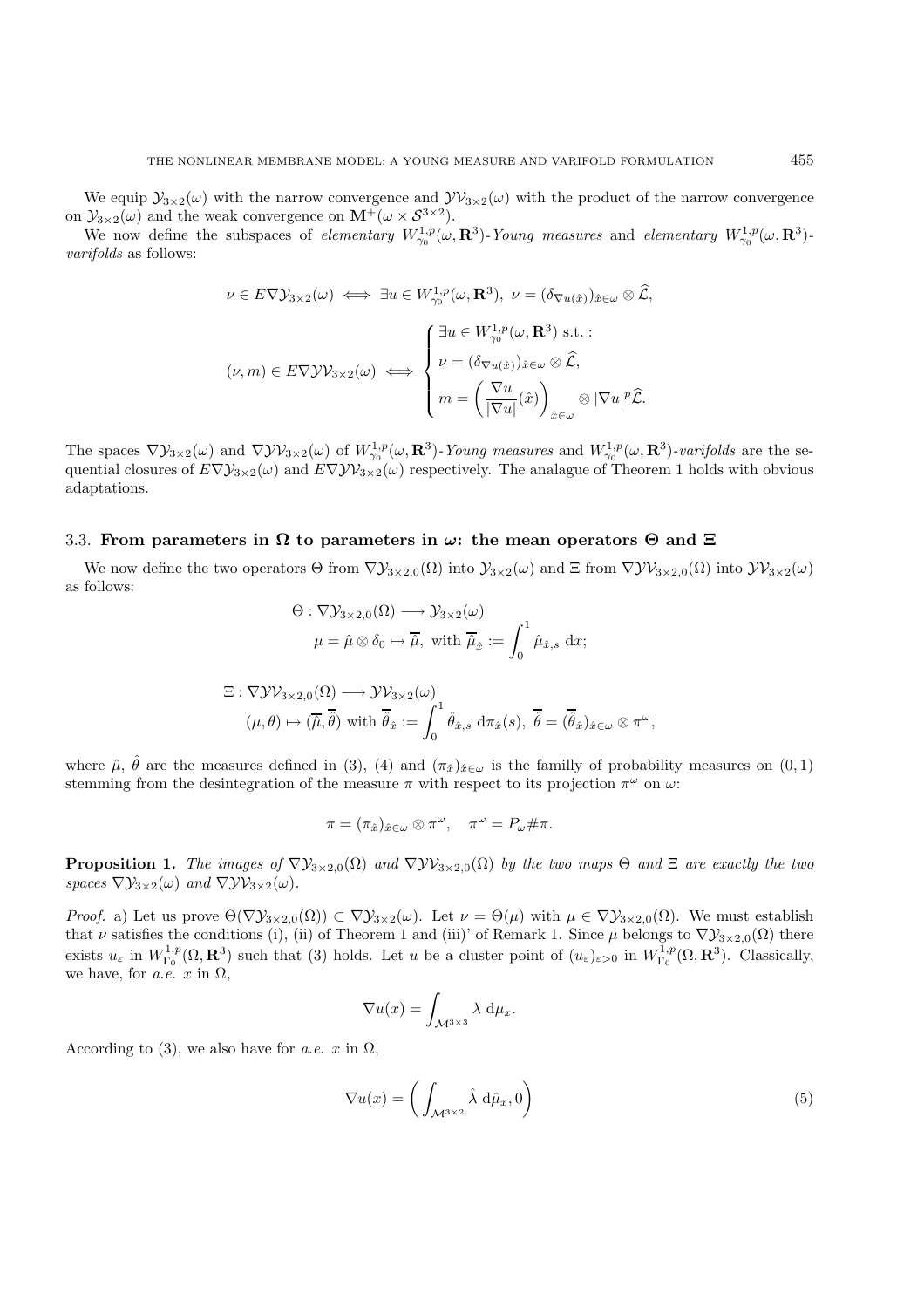We equip $\mathcal{Y}_{3\times 2}(\omega)$ with the narrow convergence and $\mathcal{YV}_{3\times 2}(\omega)$ with the product of the narrow convergence on $\mathcal{Y}_{3\times 2}(\omega)$ and the weak convergence on $\mathbf{M}^+(\omega \times \mathcal{S}^{3\times 2})$.

We now define the subspaces of *elementary* $W^{1,p}_{\gamma_0}(\omega, \mathbf{R}^3)$*-Young measures* and *elementary* $W^{1,p}_{\gamma_0}(\omega, \mathbf{R}^3)$*-varifolds* as follows:

$$\nu \in E\nabla\mathcal{Y}_{3\times 2}(\omega) \iff \exists u \in W^{1,p}_{\gamma_0}(\omega, \mathbf{R}^3),\ \nu = (\delta_{\nabla u(\hat{x})})_{\hat{x}\in\omega} \otimes \widehat{\mathcal{L}},$$

$$(\nu, m) \in E\nabla\mathcal{YV}_{3\times 2}(\omega) \iff \begin{cases} \exists u \in W^{1,p}_{\gamma_0}(\omega, \mathbf{R}^3) \text{ s.t. :} \\ \nu = (\delta_{\nabla u(\hat{x})})_{\hat{x}\in\omega} \otimes \widehat{\mathcal{L}}, \\ m = \left(\dfrac{\nabla u}{|\nabla u|}(\hat{x})\right)_{\hat{x}\in\omega} \otimes |\nabla u|^p \widehat{\mathcal{L}}. \end{cases}$$

The spaces $\nabla\mathcal{Y}_{3\times 2}(\omega)$ and $\nabla\mathcal{YV}_{3\times 2}(\omega)$ of $W^{1,p}_{\gamma_0}(\omega, \mathbf{R}^3)$*-Young measures* and $W^{1,p}_{\gamma_0}(\omega, \mathbf{R}^3)$*-varifolds* are the sequential closures of $E\nabla\mathcal{Y}_{3\times 2}(\omega)$ and $E\nabla\mathcal{YV}_{3\times 2}(\omega)$ respectively. The analague of Theorem 1 holds with obvious adaptations.

### 3.3. From parameters in $\Omega$ to parameters in $\omega$: the mean operators $\Theta$ and $\Xi$

We now define the two operators $\Theta$ from $\nabla\mathcal{Y}_{3\times 2,0}(\Omega)$ into $\mathcal{Y}_{3\times 2}(\omega)$ and $\Xi$ from $\nabla\mathcal{YV}_{3\times 2,0}(\Omega)$ into $\mathcal{YV}_{3\times 2}(\omega)$ as follows:

$$\begin{aligned} \Theta : \nabla\mathcal{Y}_{3\times 2,0}(\Omega) &\longrightarrow \mathcal{Y}_{3\times 2}(\omega) \\ \mu = \hat{\mu} \otimes \delta_0 &\mapsto \overline{\overline{\mu}}, \text{ with } \overline{\overline{\mu}}_{\hat{x}} := \int_0^1 \hat{\mu}_{\hat{x},s}\ \mathrm{d}x; \end{aligned}$$

$$\begin{aligned} \Xi : \nabla\mathcal{YV}_{3\times 2,0}(\Omega) &\longrightarrow \mathcal{YV}_{3\times 2}(\omega) \\ (\mu, \theta) &\mapsto (\overline{\overline{\mu}}, \overline{\overline{\theta}}) \text{ with } \overline{\overline{\theta}}_{\hat{x}} := \int_0^1 \hat{\theta}_{\hat{x},s}\ \mathrm{d}\pi_{\hat{x}}(s),\ \overline{\overline{\theta}} = (\overline{\overline{\theta}}_{\hat{x}})_{\hat{x}\in\omega} \otimes \pi^\omega, \end{aligned}$$

where $\hat{\mu}$, $\hat{\theta}$ are the measures defined in (3), (4) and $(\pi_{\hat{x}})_{\hat{x}\in\omega}$ is the familly of probability measures on $(0,1)$ stemming from the desintegration of the measure $\pi$ with respect to its projection $\pi^\omega$ on $\omega$:

$$\pi = (\pi_{\hat{x}})_{\hat{x}\in\omega} \otimes \pi^\omega, \quad \pi^\omega = P_\omega \# \pi.$$

**Proposition 1.** *The images of* $\nabla\mathcal{Y}_{3\times 2,0}(\Omega)$ *and* $\nabla\mathcal{YV}_{3\times 2,0}(\Omega)$ *by the two maps* $\Theta$ *and* $\Xi$ *are exactly the two spaces* $\nabla\mathcal{Y}_{3\times 2}(\omega)$ *and* $\nabla\mathcal{YV}_{3\times 2}(\omega)$*.*

*Proof.* a) Let us prove $\Theta(\nabla\mathcal{Y}_{3\times 2,0}(\Omega)) \subset \nabla\mathcal{Y}_{3\times 2}(\omega)$. Let $\nu = \Theta(\mu)$ with $\mu \in \nabla\mathcal{Y}_{3\times 2,0}(\Omega)$. We must establish that $\nu$ satisfies the conditions (i), (ii) of Theorem 1 and (iii)' of Remark 1. Since $\mu$ belongs to $\nabla\mathcal{Y}_{3\times 2,0}(\Omega)$ there exists $u_\varepsilon$ in $W^{1,p}_{\Gamma_0}(\Omega, \mathbf{R}^3)$ such that (3) holds. Let $u$ be a cluster point of $(u_\varepsilon)_{\varepsilon>0}$ in $W^{1,p}_{\Gamma_0}(\Omega, \mathbf{R}^3)$. Classically, we have, for *a.e.* $x$ in $\Omega$,

$$\nabla u(x) = \int_{\mathcal{M}^{3\times 3}} \lambda\ \mathrm{d}\mu_x.$$

According to (3), we also have for *a.e.* $x$ in $\Omega$,

$$\nabla u(x) = \left( \int_{\mathcal{M}^{3\times 2}} \hat{\lambda}\ \mathrm{d}\hat{\mu}_x, 0 \right) \tag{5}$$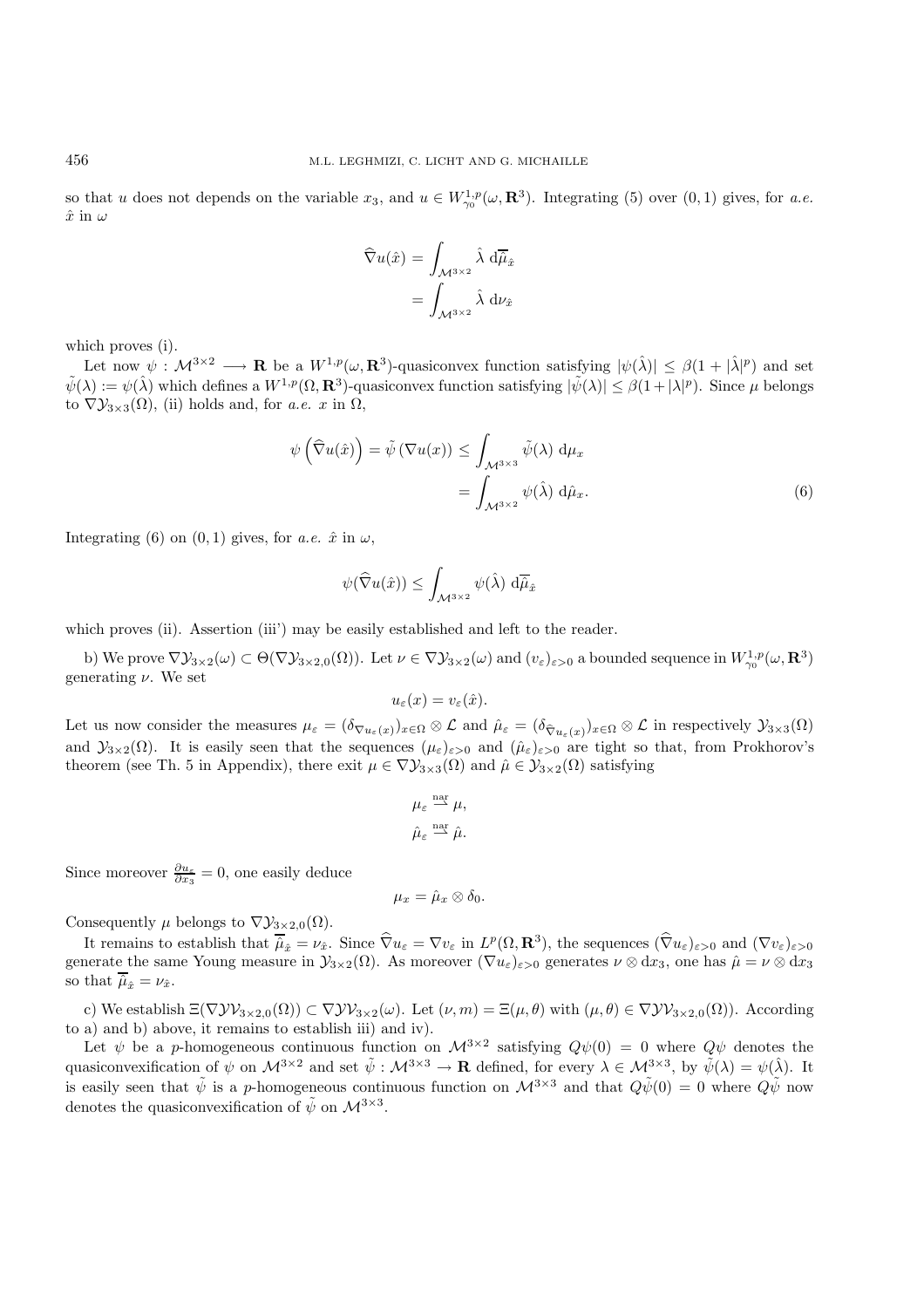so that $u$ does not depends on the variable $x_3$, and $u \in W^{1,p}_{\gamma_0}(\omega, \mathbf{R}^3)$. Integrating (5) over $(0,1)$ gives, for *a.e.* $\hat{x}$ in $\omega$

$$
\begin{aligned}
\widehat{\nabla} u(\hat{x}) &= \int_{\mathcal{M}^{3\times 2}} \hat{\lambda} \; \mathrm{d}\overline{\hat{\mu}}_{\hat{x}} \\
&= \int_{\mathcal{M}^{3\times 2}} \hat{\lambda} \; \mathrm{d}\nu_{\hat{x}}
\end{aligned}
$$

which proves (i).

Let now $\psi : \mathcal{M}^{3\times 2} \longrightarrow \mathbf{R}$ be a $W^{1,p}(\omega, \mathbf{R}^3)$-quasiconvex function satisfying $|\psi(\hat{\lambda})| \leq \beta(1 + |\hat{\lambda}|^p)$ and set $\tilde{\psi}(\lambda) := \psi(\hat{\lambda})$ which defines a $W^{1,p}(\Omega, \mathbf{R}^3)$-quasiconvex function satisfying $|\tilde{\psi}(\lambda)| \leq \beta(1+|\lambda|^p)$. Since $\mu$ belongs to $\nabla\mathcal{Y}_{3\times 3}(\Omega)$, (ii) holds and, for *a.e.* $x$ in $\Omega$,

$$
\begin{aligned}
\psi\left(\widehat{\nabla} u(\hat{x})\right) = \tilde{\psi}\left(\nabla u(x)\right) &\leq \int_{\mathcal{M}^{3\times 3}} \tilde{\psi}(\lambda) \; \mathrm{d}\mu_x \\
&= \int_{\mathcal{M}^{3\times 2}} \psi(\hat{\lambda}) \; \mathrm{d}\hat{\mu}_x.
\end{aligned}
\tag{6}
$$

Integrating (6) on $(0,1)$ gives, for *a.e.* $\hat{x}$ in $\omega$,

$$
\psi(\widehat{\nabla} u(\hat{x})) \leq \int_{\mathcal{M}^{3\times 2}} \psi(\hat{\lambda}) \; \mathrm{d}\overline{\hat{\mu}}_{\hat{x}}
$$

which proves (ii). Assertion (iii') may be easily established and left to the reader.

b) We prove $\nabla\mathcal{Y}_{3\times 2}(\omega) \subset \Theta(\nabla\mathcal{Y}_{3\times 2,0}(\Omega))$. Let $\nu \in \nabla\mathcal{Y}_{3\times 2}(\omega)$ and $(v_\varepsilon)_{\varepsilon>0}$ a bounded sequence in $W^{1,p}_{\gamma_0}(\omega, \mathbf{R}^3)$ generating $\nu$. We set

$$
u_\varepsilon(x) = v_\varepsilon(\hat{x}).
$$

Let us now consider the measures $\mu_\varepsilon = (\delta_{\nabla u_\varepsilon(x)})_{x\in\Omega} \otimes \mathcal{L}$ and $\hat{\mu}_\varepsilon = (\delta_{\widehat{\nabla} u_\varepsilon(x)})_{x\in\Omega} \otimes \mathcal{L}$ in respectively $\mathcal{Y}_{3\times 3}(\Omega)$ and $\mathcal{Y}_{3\times 2}(\Omega)$. It is easily seen that the sequences $(\mu_\varepsilon)_{\varepsilon>0}$ and $(\hat{\mu}_\varepsilon)_{\varepsilon>0}$ are tight so that, from Prokhorov's theorem (see Th. 5 in Appendix), there exit $\mu \in \nabla\mathcal{Y}_{3\times 3}(\Omega)$ and $\hat{\mu} \in \mathcal{Y}_{3\times 2}(\Omega)$ satisfying

$$
\begin{aligned}
\mu_\varepsilon &\overset{\text{nar}}{\rightharpoonup} \mu, \\
\hat{\mu}_\varepsilon &\overset{\text{nar}}{\rightharpoonup} \hat{\mu}.
\end{aligned}
$$

Since moreover $\frac{\partial u_\varepsilon}{\partial x_3} = 0$, one easily deduce

$$
\mu_x = \hat{\mu}_x \otimes \delta_0.
$$

Consequently $\mu$ belongs to $\nabla\mathcal{Y}_{3\times 2,0}(\Omega)$.

It remains to establish that $\overline{\hat{\mu}}_{\hat{x}} = \nu_{\hat{x}}$. Since $\widehat{\nabla} u_\varepsilon = \nabla v_\varepsilon$ in $L^p(\Omega, \mathbf{R}^3)$, the sequences $(\widehat{\nabla} u_\varepsilon)_{\varepsilon>0}$ and $(\nabla v_\varepsilon)_{\varepsilon>0}$ generate the same Young measure in $\mathcal{Y}_{3\times 2}(\Omega)$. As moreover $(\nabla u_\varepsilon)_{\varepsilon>0}$ generates $\nu \otimes \mathrm{d}x_3$, one has $\hat{\mu} = \nu \otimes \mathrm{d}x_3$ so that $\overline{\hat{\mu}}_{\hat{x}} = \nu_{\hat{x}}$.

c) We establish $\Xi(\nabla\mathcal{YV}_{3\times 2,0}(\Omega)) \subset \nabla\mathcal{YV}_{3\times 2}(\omega)$. Let $(\nu, m) = \Xi(\mu, \theta)$ with $(\mu, \theta) \in \nabla\mathcal{YV}_{3\times 2,0}(\Omega))$. According to a) and b) above, it remains to establish iii) and iv).

Let $\psi$ be a $p$-homogeneous continuous function on $\mathcal{M}^{3\times 2}$ satisfying $Q\psi(0) = 0$ where $Q\psi$ denotes the quasiconvexification of $\psi$ on $\mathcal{M}^{3\times 2}$ and set $\tilde{\psi} : \mathcal{M}^{3\times 3} \to \mathbf{R}$ defined, for every $\lambda \in \mathcal{M}^{3\times 3}$, by $\tilde{\psi}(\lambda) = \psi(\hat{\lambda})$. It is easily seen that $\tilde{\psi}$ is a $p$-homogeneous continuous function on $\mathcal{M}^{3\times 3}$ and that $Q\tilde{\psi}(0) = 0$ where $Q\tilde{\psi}$ now denotes the quasiconvexification of $\tilde{\psi}$ on $\mathcal{M}^{3\times 3}$.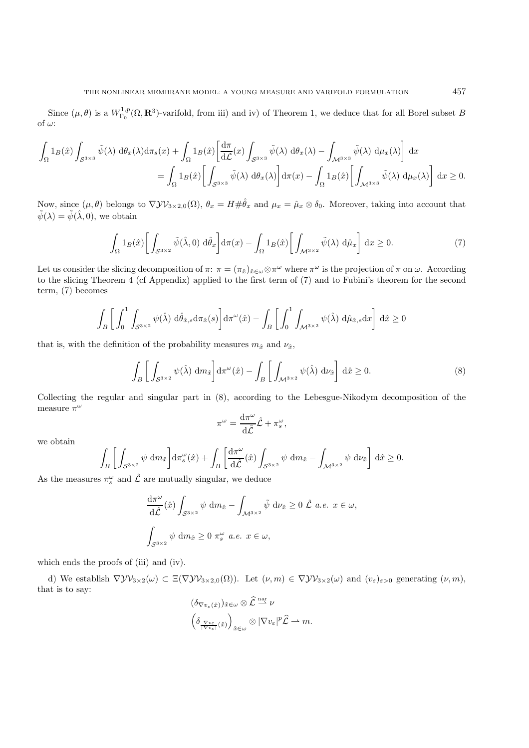Since $(\mu, \theta)$ is a $W^{1,p}_{\Gamma_0}(\Omega, \mathbf{R}^3)$-varifold, from iii) and iv) of Theorem 1, we deduce that for all Borel subset $B$ of $\omega$:

$$
\begin{aligned}
\int_\Omega 1_B(\hat{x}) \int_{\mathcal{S}^{3\times 3}} \tilde{\psi}(\lambda)\ \mathrm{d}\theta_x(\lambda) \mathrm{d}\pi_s(x) + \int_\Omega 1_B(\hat{x}) \bigg[ \frac{\mathrm{d}\pi}{\mathrm{d}\mathcal{L}}(x) \int_{\mathcal{S}^{3\times 3}} \tilde{\psi}(\lambda)\ \mathrm{d}\theta_x(\lambda) - \int_{\mathcal{M}^{3\times 3}} \tilde{\psi}(\lambda)\ \mathrm{d}\mu_x(\lambda) \bigg]\ \mathrm{d}x \\
= \int_\Omega 1_B(\hat{x}) \bigg[ \int_{\mathcal{S}^{3\times 3}} \tilde{\psi}(\lambda)\ \mathrm{d}\theta_x(\lambda) \bigg] \mathrm{d}\pi(x) - \int_\Omega 1_B(\hat{x}) \bigg[ \int_{\mathcal{M}^{3\times 3}} \tilde{\psi}(\lambda)\ \mathrm{d}\mu_x(\lambda) \bigg]\ \mathrm{d}x \geq 0.
\end{aligned}
$$

Now, since $(\mu, \theta)$ belongs to $\nabla \mathcal{YV}_{3\times 2,0}(\Omega)$, $\theta_x = H \# \hat{\theta}_x$ and $\mu_x = \hat{\mu}_x \otimes \delta_0$. Moreover, taking into account that $\tilde{\psi}(\lambda) = \tilde{\psi}(\hat{\lambda}, 0)$, we obtain

$$
\int_\Omega 1_B(\hat{x}) \bigg[ \int_{\mathcal{S}^{3\times 2}} \tilde{\psi}(\hat{\lambda}, 0)\ \mathrm{d}\hat{\theta}_x \bigg] \mathrm{d}\pi(x) - \int_\Omega 1_B(\hat{x}) \bigg[ \int_{\mathcal{M}^{3\times 2}} \tilde{\psi}(\lambda)\ \mathrm{d}\hat{\mu}_x \bigg]\ \mathrm{d}x \geq 0. \tag{7}
$$

Let us consider the slicing decomposition of $\pi$: $\pi = (\pi_{\hat{x}})_{\hat{x} \in \omega} \otimes \pi^\omega$ where $\pi^\omega$ is the projection of $\pi$ on $\omega$. According to the slicing Theorem 4 (cf Appendix) applied to the first term of (7) and to Fubini's theorem for the second term, (7) becomes

$$
\int_B \bigg[ \int_0^1 \int_{\mathcal{S}^{3\times 2}} \psi(\hat{\lambda})\ \mathrm{d}\hat{\theta}_{\hat{x},s} \mathrm{d}\pi_{\hat{x}}(s) \bigg] \mathrm{d}\pi^\omega(\hat{x}) - \int_B \bigg[ \int_0^1 \int_{\mathcal{M}^{3\times 2}} \psi(\hat{\lambda})\ \mathrm{d}\hat{\mu}_{\hat{x},s} \mathrm{d}x \bigg]\ \mathrm{d}\hat{x} \geq 0
$$

that is, with the definition of the probability measures $m_{\hat{x}}$ and $\nu_{\hat{x}}$,

$$
\int_B \bigg[ \int_{\mathcal{S}^{3\times 2}} \psi(\hat{\lambda})\ \mathrm{d}m_{\hat{x}} \bigg] \mathrm{d}\pi^\omega(\hat{x}) - \int_B \bigg[ \int_{\mathcal{M}^{3\times 2}} \psi(\hat{\lambda})\ \mathrm{d}\nu_{\hat{x}} \bigg]\ \mathrm{d}\hat{x} \geq 0. \tag{8}
$$

Collecting the regular and singular part in (8), according to the Lebesgue-Nikodym decomposition of the measure $\pi^\omega$

$$
\pi^\omega = \frac{\mathrm{d}\pi^\omega}{\mathrm{d}\hat{\mathcal{L}}} \hat{\mathcal{L}} + \pi^\omega_s,
$$

we obtain

$$
\int_B \bigg[ \int_{\mathcal{S}^{3\times 2}} \psi\ \mathrm{d}m_{\hat{x}} \bigg] \mathrm{d}\pi^\omega_s(\hat{x}) + \int_B \bigg[ \frac{\mathrm{d}\pi^\omega}{\mathrm{d}\hat{\mathcal{L}}}(\hat{x}) \int_{\mathcal{S}^{3\times 2}} \psi\ \mathrm{d}m_{\hat{x}} - \int_{\mathcal{M}^{3\times 2}} \psi\ \mathrm{d}\nu_{\hat{x}} \bigg]\ \mathrm{d}\hat{x} \geq 0.
$$

As the measures $\pi^\omega_s$ and $\hat{\mathcal{L}}$ are mutually singular, we deduce

$$
\frac{\mathrm{d}\pi^\omega}{\mathrm{d}\hat{\mathcal{L}}}(\hat{x}) \int_{\mathcal{S}^{3\times 2}} \psi\ \mathrm{d}m_{\hat{x}} - \int_{\mathcal{M}^{3\times 2}} \tilde{\psi}\ \mathrm{d}\nu_{\hat{x}} \geq 0\ \hat{\mathcal{L}}\ \textit{a.e.}\ x \in \omega,
$$

$$
\int_{\mathcal{S}^{3\times 2}} \psi\ \mathrm{d}m_{\hat{x}} \geq 0\ \pi^\omega_s\ \textit{a.e.}\ x \in \omega,
$$

which ends the proofs of (iii) and (iv).

d) We establish $\nabla \mathcal{YV}_{3\times 2}(\omega) \subset \Xi(\nabla \mathcal{YV}_{3\times 2,0}(\Omega))$. Let $(\nu, m) \in \nabla \mathcal{YV}_{3\times 2}(\omega)$ and $(v_\varepsilon)_{\varepsilon > 0}$ generating $(\nu, m)$, that is to say:

$$
\begin{gathered}
(\delta_{\nabla v_\varepsilon(\hat{x})})_{\hat{x} \in \omega} \otimes \widehat{\mathcal{L}} \overset{\mathrm{nar}}{\rightharpoonup} \nu \\
\Big( \delta_{\frac{\nabla v_\varepsilon}{|\nabla v_\varepsilon|}(\hat{x})} \Big)_{\hat{x} \in \omega} \otimes |\nabla v_\varepsilon|^p \widehat{\mathcal{L}} \rightharpoonup m.
\end{gathered}
$$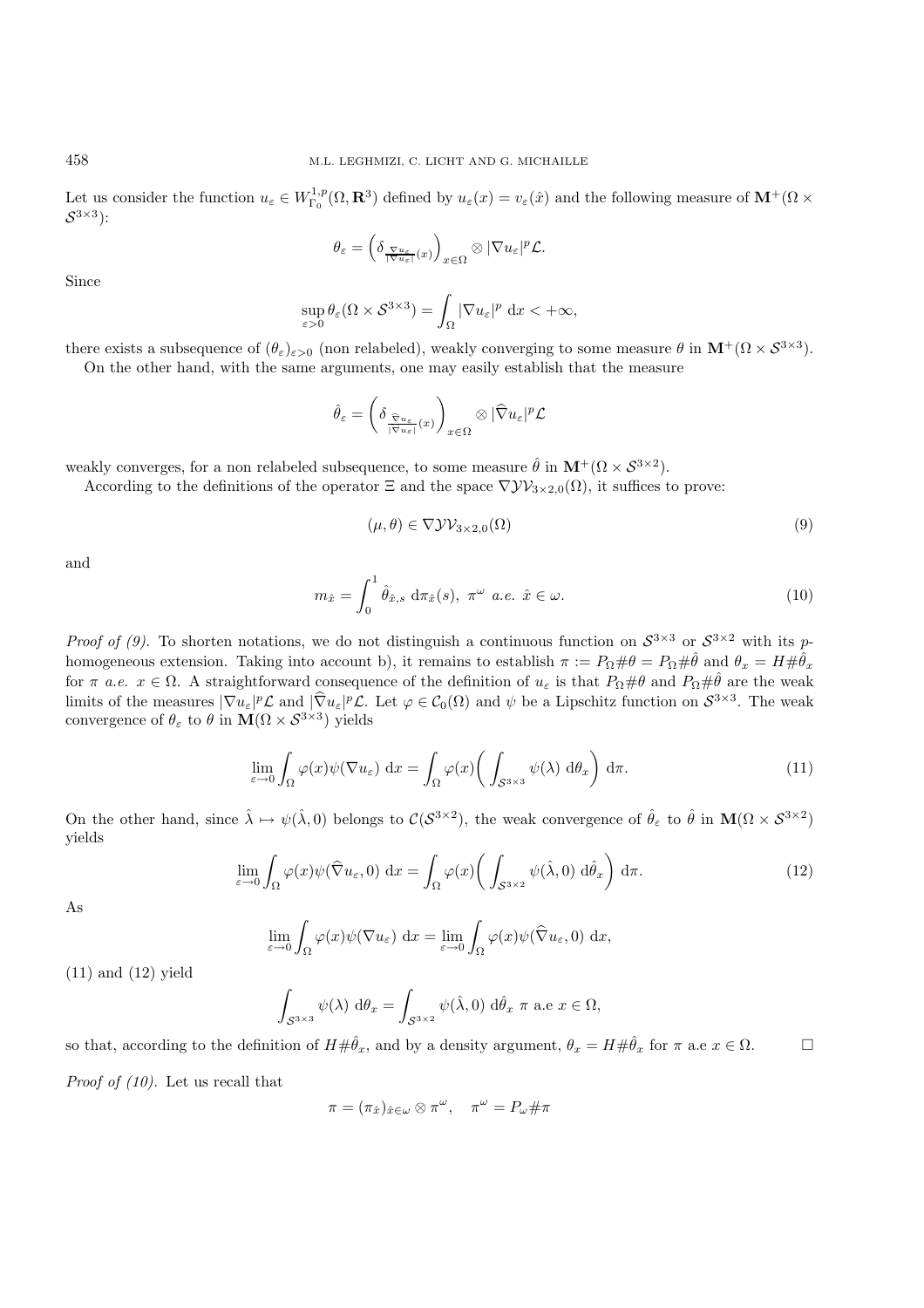Let us consider the function $u_\varepsilon \in W^{1,p}_{\Gamma_0}(\Omega, \mathbf{R}^3)$ defined by $u_\varepsilon(x) = v_\varepsilon(\hat{x})$ and the following measure of $\mathbf{M}^+(\Omega \times \mathcal{S}^{3\times 3})$:

$$\theta_\varepsilon = \left(\delta_{\frac{\nabla u_\varepsilon}{|\nabla u_\varepsilon|}(x)}\right)_{x\in\Omega} \otimes |\nabla u_\varepsilon|^p \mathcal{L}.$$

Since

$$\sup_{\varepsilon>0} \theta_\varepsilon(\Omega \times \mathcal{S}^{3\times 3}) = \int_\Omega |\nabla u_\varepsilon|^p \, \mathrm{d}x < +\infty,$$

there exists a subsequence of $(\theta_\varepsilon)_{\varepsilon>0}$ (non relabeled), weakly converging to some measure $\theta$ in $\mathbf{M}^+(\Omega \times \mathcal{S}^{3\times 3})$.

On the other hand, with the same arguments, one may easily establish that the measure

$$\hat{\theta}_\varepsilon = \left(\delta_{\frac{\widehat{\nabla} u_\varepsilon}{|\nabla u_\varepsilon|}(x)}\right)_{x\in\Omega} \otimes |\widehat{\nabla} u_\varepsilon|^p \mathcal{L}$$

weakly converges, for a non relabeled subsequence, to some measure $\hat{\theta}$ in $\mathbf{M}^+(\Omega \times \mathcal{S}^{3\times 2})$.

According to the definitions of the operator $\Xi$ and the space $\nabla\mathcal{YV}_{3\times 2,0}(\Omega)$, it suffices to prove:

$$(\mu, \theta) \in \nabla\mathcal{YV}_{3\times 2,0}(\Omega) \tag{9}$$

and

$$m_{\hat{x}} = \int_0^1 \hat{\theta}_{\hat{x},s} \, \mathrm{d}\pi_{\hat{x}}(s), \; \pi^\omega \; a.e. \; \hat{x} \in \omega. \tag{10}$$

*Proof of (9).* To shorten notations, we do not distinguish a continuous function on $\mathcal{S}^{3\times 3}$ or $\mathcal{S}^{3\times 2}$ with its $p$-homogeneous extension. Taking into account b), it remains to establish $\pi := P_\Omega\#\theta = P_\Omega\#\hat{\theta}$ and $\theta_x = H\#\hat{\theta}_x$ for $\pi$ *a.e.* $x \in \Omega$. A straightforward consequence of the definition of $u_\varepsilon$ is that $P_\Omega\#\theta$ and $P_\Omega\#\hat{\theta}$ are the weak limits of the measures $|\nabla u_\varepsilon|^p\mathcal{L}$ and $|\widehat{\nabla} u_\varepsilon|^p\mathcal{L}$. Let $\varphi \in \mathcal{C}_0(\Omega)$ and $\psi$ be a Lipschitz function on $\mathcal{S}^{3\times 3}$. The weak convergence of $\theta_\varepsilon$ to $\theta$ in $\mathbf{M}(\Omega \times \mathcal{S}^{3\times 3})$ yields

$$\lim_{\varepsilon\to 0} \int_\Omega \varphi(x)\psi(\nabla u_\varepsilon) \, \mathrm{d}x = \int_\Omega \varphi(x) \left( \int_{\mathcal{S}^{3\times 3}} \psi(\lambda) \, \mathrm{d}\theta_x \right) \mathrm{d}\pi. \tag{11}$$

On the other hand, since $\hat{\lambda} \mapsto \psi(\hat{\lambda}, 0)$ belongs to $\mathcal{C}(\mathcal{S}^{3\times 2})$, the weak convergence of $\hat{\theta}_\varepsilon$ to $\hat{\theta}$ in $\mathbf{M}(\Omega \times \mathcal{S}^{3\times 2})$ yields

$$\lim_{\varepsilon\to 0} \int_\Omega \varphi(x)\psi(\widehat{\nabla} u_\varepsilon, 0) \, \mathrm{d}x = \int_\Omega \varphi(x) \left( \int_{\mathcal{S}^{3\times 2}} \psi(\hat{\lambda}, 0) \, \mathrm{d}\hat{\theta}_x \right) \mathrm{d}\pi. \tag{12}$$

As

$$\lim_{\varepsilon\to 0} \int_\Omega \varphi(x)\psi(\nabla u_\varepsilon) \, \mathrm{d}x = \lim_{\varepsilon\to 0} \int_\Omega \varphi(x)\psi(\widehat{\nabla} u_\varepsilon, 0) \, \mathrm{d}x,$$

(11) and (12) yield

$$\int_{\mathcal{S}^{3\times 3}} \psi(\lambda) \, \mathrm{d}\theta_x = \int_{\mathcal{S}^{3\times 2}} \psi(\hat{\lambda}, 0) \, \mathrm{d}\hat{\theta}_x \; \pi \text{ a.e } x \in \Omega,$$

so that, according to the definition of $H\#\hat{\theta}_x$, and by a density argument, $\theta_x = H\#\hat{\theta}_x$ for $\pi$ a.e $x \in \Omega$. $\square$

*Proof of (10).* Let us recall that

$$\pi = (\pi_{\hat{x}})_{\hat{x}\in\omega} \otimes \pi^\omega, \quad \pi^\omega = P_\omega\#\pi$$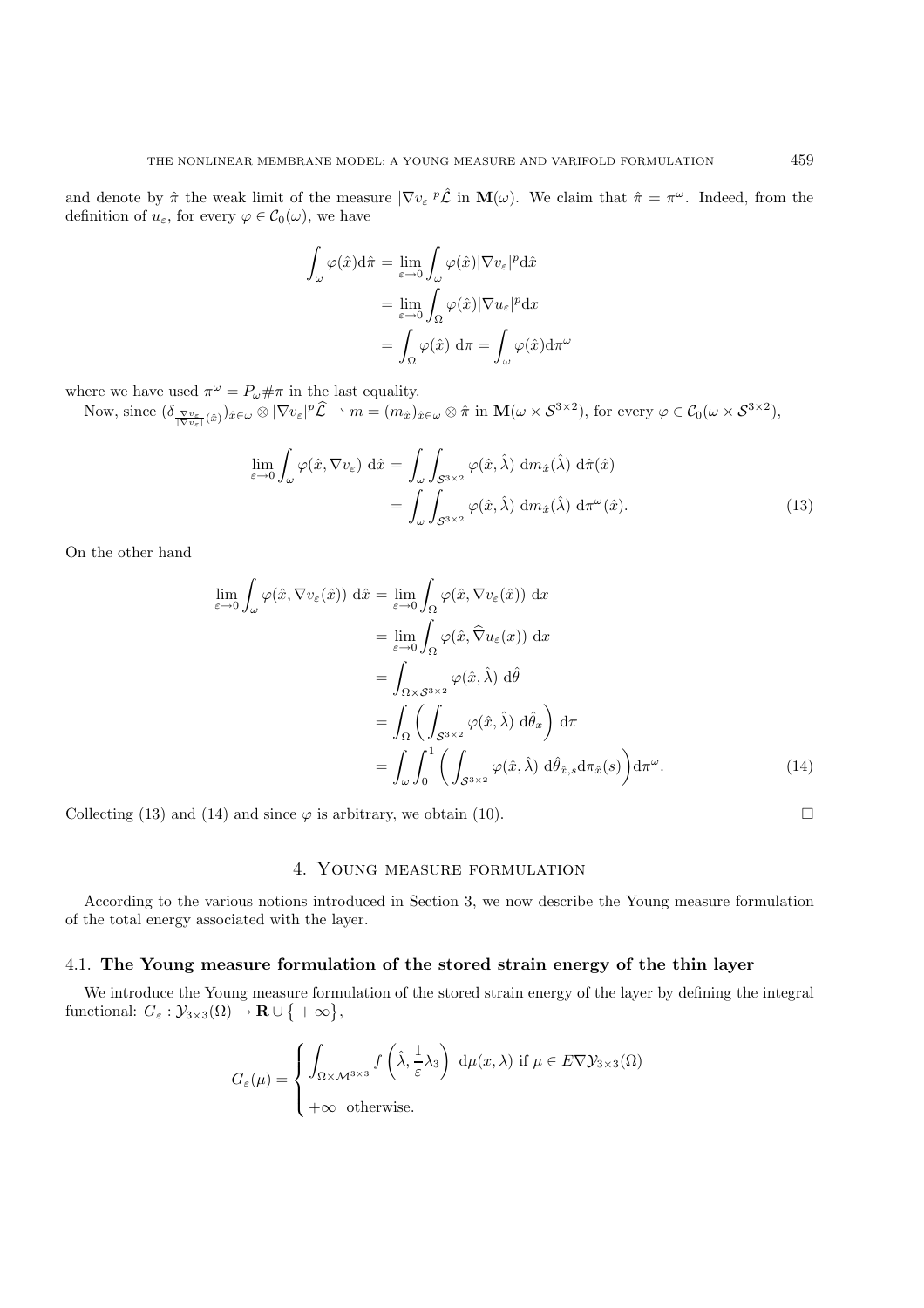and denote by $\hat{\pi}$ the weak limit of the measure $|\nabla v_\varepsilon|^p \hat{\mathcal{L}}$ in $\mathbf{M}(\omega)$. We claim that $\hat{\pi} = \pi^\omega$. Indeed, from the definition of $u_\varepsilon$, for every $\varphi \in \mathcal{C}_0(\omega)$, we have

$$
\begin{aligned}
\int_\omega \varphi(\hat{x}) \mathrm{d}\hat{\pi} &= \lim_{\varepsilon \to 0} \int_\omega \varphi(\hat{x}) |\nabla v_\varepsilon|^p \mathrm{d}\hat{x} \\
&= \lim_{\varepsilon \to 0} \int_\Omega \varphi(\hat{x}) |\nabla u_\varepsilon|^p \mathrm{d}x \\
&= \int_\Omega \varphi(\hat{x}) \, \mathrm{d}\pi = \int_\omega \varphi(\hat{x}) \mathrm{d}\pi^\omega
\end{aligned}
$$

where we have used $\pi^\omega = P_\omega \# \pi$ in the last equality.

Now, since $(\delta_{\frac{\nabla v_\varepsilon}{|\nabla v_\varepsilon|}(\hat{x})})_{\hat{x} \in \omega} \otimes |\nabla v_\varepsilon|^p \widehat{\mathcal{L}} \rightharpoonup m = (m_{\hat{x}})_{\hat{x} \in \omega} \otimes \hat{\pi}$ in $\mathbf{M}(\omega \times \mathcal{S}^{3\times 2})$, for every $\varphi \in \mathcal{C}_0(\omega \times \mathcal{S}^{3\times 2})$,

$$
\begin{aligned}
\lim_{\varepsilon \to 0} \int_\omega \varphi(\hat{x}, \nabla v_\varepsilon) \, \mathrm{d}\hat{x} &= \int_\omega \int_{\mathcal{S}^{3\times 2}} \varphi(\hat{x}, \hat{\lambda}) \, \mathrm{d}m_{\hat{x}}(\hat{\lambda}) \, \mathrm{d}\hat{\pi}(\hat{x}) \\
&= \int_\omega \int_{\mathcal{S}^{3\times 2}} \varphi(\hat{x}, \hat{\lambda}) \, \mathrm{d}m_{\hat{x}}(\hat{\lambda}) \, \mathrm{d}\pi^\omega(\hat{x}). \qquad (13)
\end{aligned}
$$

On the other hand

$$
\begin{aligned}
\lim_{\varepsilon \to 0} \int_\omega \varphi(\hat{x}, \nabla v_\varepsilon(\hat{x})) \, \mathrm{d}\hat{x} &= \lim_{\varepsilon \to 0} \int_\Omega \varphi(\hat{x}, \nabla v_\varepsilon(\hat{x})) \, \mathrm{d}x \\
&= \lim_{\varepsilon \to 0} \int_\Omega \varphi(\hat{x}, \widehat{\nabla} u_\varepsilon(x)) \, \mathrm{d}x \\
&= \int_{\Omega \times \mathcal{S}^{3\times 2}} \varphi(\hat{x}, \hat{\lambda}) \, \mathrm{d}\hat{\theta} \\
&= \int_\Omega \left( \int_{\mathcal{S}^{3\times 2}} \varphi(\hat{x}, \hat{\lambda}) \, \mathrm{d}\hat{\theta}_x \right) \mathrm{d}\pi \\
&= \int_\omega \int_0^1 \left( \int_{\mathcal{S}^{3\times 2}} \varphi(\hat{x}, \hat{\lambda}) \, \mathrm{d}\hat{\theta}_{\hat{x},s} \mathrm{d}\pi_{\hat{x}}(s) \right) \mathrm{d}\pi^\omega. \qquad (14)
\end{aligned}
$$

Collecting (13) and (14) and since $\varphi$ is arbitrary, we obtain (10). $\square$

## 4. Young measure formulation

According to the various notions introduced in Section 3, we now describe the Young measure formulation of the total energy associated with the layer.

### 4.1. The Young measure formulation of the stored strain energy of the thin layer

We introduce the Young measure formulation of the stored strain energy of the layer by defining the integral functional: $G_\varepsilon : \mathcal{Y}_{3\times 3}(\Omega) \to \mathbf{R} \cup \{+\infty\}$,

$$
G_\varepsilon(\mu) = \begin{cases} \displaystyle\int_{\Omega \times \mathcal{M}^{3\times 3}} f\left(\hat{\lambda}, \frac{1}{\varepsilon}\lambda_3\right) \, \mathrm{d}\mu(x, \lambda) \text{ if } \mu \in E\nabla\mathcal{Y}_{3\times 3}(\Omega) \\ +\infty \ \ \text{otherwise.} \end{cases}
$$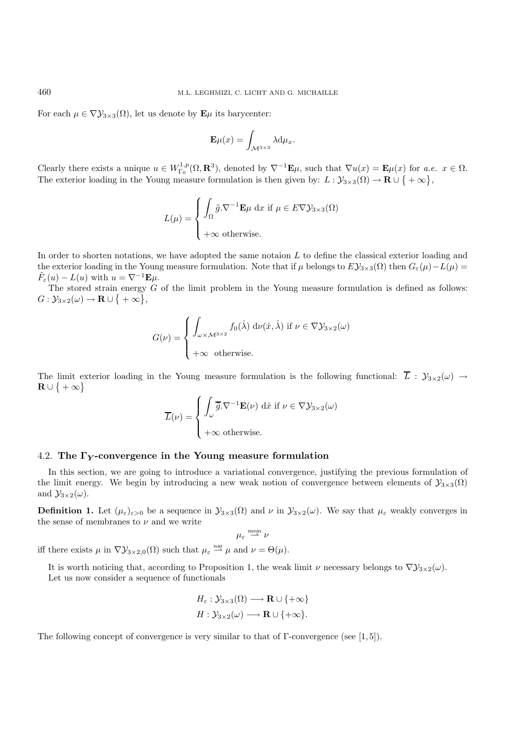For each $\mu \in \nabla\mathcal{Y}_{3\times 3}(\Omega)$, let us denote by $\mathbf{E}\mu$ its barycenter:

$$\mathbf{E}\mu(x) = \int_{\mathcal{M}^{3\times 3}} \lambda \mathrm{d}\mu_x.$$

Clearly there exists a unique $u \in W^{1,p}_{\Gamma_0}(\Omega, \mathbf{R}^3)$, denoted by $\nabla^{-1}\mathbf{E}\mu$, such that $\nabla u(x) = \mathbf{E}\mu(x)$ for *a.e.* $x \in \Omega$. The exterior loading in the Young measure formulation is then given by: $L : \mathcal{Y}_{3\times 3}(\Omega) \to \mathbf{R} \cup \{+\infty\}$,

$$L(\mu) = \begin{cases} \displaystyle\int_\Omega \tilde{g}.\nabla^{-1}\mathbf{E}\mu \ \mathrm{d}x \text{ if } \mu \in E\nabla\mathcal{Y}_{3\times 3}(\Omega) \\ \\ +\infty \text{ otherwise.} \end{cases}$$

In order to shorten notations, we have adopted the same notaion $L$ to define the classical exterior loading and the exterior loading in the Young measure formulation. Note that if $\mu$ belongs to $E\mathcal{Y}_{3\times 3}(\Omega)$ then $G_\varepsilon(\mu) - L(\mu) = \tilde{F}_\varepsilon(u) - L(u)$ with $u = \nabla^{-1}\mathbf{E}\mu$.

The stored strain energy $G$ of the limit problem in the Young measure formulation is defined as follows: $G : \mathcal{Y}_{3\times 2}(\omega) \to \mathbf{R} \cup \{+\infty\}$,

$$G(\nu) = \begin{cases} \displaystyle\int_{\omega\times\mathcal{M}^{3\times 2}} f_0(\hat{\lambda}) \ \mathrm{d}\nu(\hat{x}, \hat{\lambda}) \text{ if } \nu \in \nabla\mathcal{Y}_{3\times 2}(\omega) \\ \\ +\infty \ \text{ otherwise.} \end{cases}$$

The limit exterior loading in the Young measure formulation is the following functional: $\overline{L} : \mathcal{Y}_{3\times 2}(\omega) \to \mathbf{R} \cup \{+\infty\}$

$$\overline{L}(\nu) = \begin{cases} \displaystyle\int_\omega \overline{g}.\nabla^{-1}\mathbf{E}(\nu) \ \mathrm{d}\hat{x} \text{ if } \nu \in \nabla\mathcal{Y}_{3\times 2}(\omega) \\ \\ +\infty \text{ otherwise.} \end{cases}$$

### 4.2. The $\Gamma_{\boldsymbol{Y}}$-convergence in the Young measure formulation

In this section, we are going to introduce a variational convergence, justifying the previous formulation of the limit energy. We begin by introducing a new weak notion of convergence between elements of $\mathcal{Y}_{3\times 3}(\Omega)$ and $\mathcal{Y}_{3\times 2}(\omega)$.

**Definition 1.** Let $(\mu_\varepsilon)_{\varepsilon>0}$ be a sequence in $\mathcal{Y}_{3\times 3}(\Omega)$ and $\nu$ in $\mathcal{Y}_{3\times 2}(\omega)$. We say that $\mu_\varepsilon$ weakly converges in the sense of membranes to $\nu$ and we write

$$\mu_\varepsilon \overset{\text{mem}}{\rightharpoonup} \nu$$

iff there exists $\mu$ in $\nabla\mathcal{Y}_{3\times 2,0}(\Omega)$ such that $\mu_\varepsilon \overset{\text{nar}}{\rightharpoonup} \mu$ and $\nu = \Theta(\mu)$.

It is worth noticing that, according to Proposition 1, the weak limit $\nu$ necessary belongs to $\nabla\mathcal{Y}_{3\times 2}(\omega)$.

Let us now consider a sequence of functionals

$$H_\varepsilon : \mathcal{Y}_{3\times 3}(\Omega) \longrightarrow \mathbf{R} \cup \{+\infty\}$$
$$H : \mathcal{Y}_{3\times 2}(\omega) \longrightarrow \mathbf{R} \cup \{+\infty\}.$$

The following concept of convergence is very similar to that of $\Gamma$-convergence (see [1, 5]).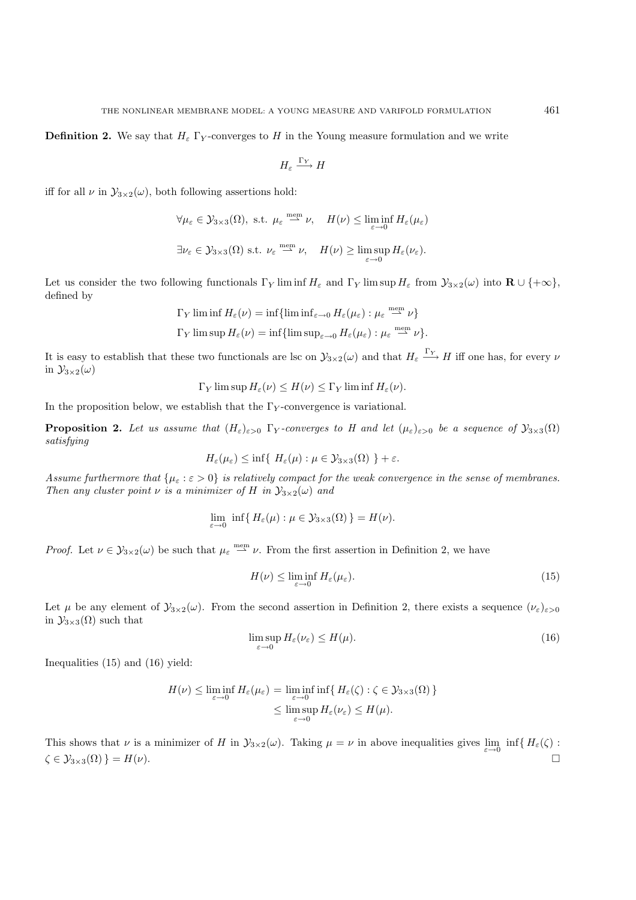**Definition 2.** We say that $H_\varepsilon$ $\Gamma_Y$-converges to $H$ in the Young measure formulation and we write

$$H_\varepsilon \xrightarrow{\Gamma_Y} H$$

iff for all $\nu$ in $\mathcal{Y}_{3\times 2}(\omega)$, both following assertions hold:

$$\forall \mu_\varepsilon \in \mathcal{Y}_{3\times 3}(\Omega), \text{ s.t. } \mu_\varepsilon \overset{\text{mem}}{\rightharpoonup} \nu, \quad H(\nu) \leq \liminf_{\varepsilon\to 0} H_\varepsilon(\mu_\varepsilon)$$

$$\exists \nu_\varepsilon \in \mathcal{Y}_{3\times 3}(\Omega) \text{ s.t. } \nu_\varepsilon \overset{\text{mem}}{\rightharpoonup} \nu, \quad H(\nu) \geq \limsup_{\varepsilon\to 0} H_\varepsilon(\nu_\varepsilon).$$

Let us consider the two following functionals $\Gamma_Y \liminf H_\varepsilon$ and $\Gamma_Y \limsup H_\varepsilon$ from $\mathcal{Y}_{3\times 2}(\omega)$ into $\mathbf{R} \cup \{+\infty\}$, defined by

$$\Gamma_Y \liminf H_\varepsilon(\nu) = \inf\{\liminf_{\varepsilon\to 0} H_\varepsilon(\mu_\varepsilon) : \mu_\varepsilon \overset{\text{mem}}{\rightharpoonup} \nu\}$$

$$\Gamma_Y \limsup H_\varepsilon(\nu) = \inf\{\limsup_{\varepsilon\to 0} H_\varepsilon(\mu_\varepsilon) : \mu_\varepsilon \overset{\text{mem}}{\rightharpoonup} \nu\}.$$

It is easy to establish that these two functionals are lsc on $\mathcal{Y}_{3\times 2}(\omega)$ and that $H_\varepsilon \xrightarrow{\Gamma_Y} H$ iff one has, for every $\nu$ in $\mathcal{Y}_{3\times 2}(\omega)$

$$\Gamma_Y \limsup H_\varepsilon(\nu) \leq H(\nu) \leq \Gamma_Y \liminf H_\varepsilon(\nu).$$

In the proposition below, we establish that the $\Gamma_Y$-convergence is variational.

**Proposition 2.** *Let us assume that $(H_\varepsilon)_{\varepsilon>0}$ $\Gamma_Y$-converges to $H$ and let $(\mu_\varepsilon)_{\varepsilon>0}$ be a sequence of $\mathcal{Y}_{3\times 3}(\Omega)$ satisfying*

$$H_\varepsilon(\mu_\varepsilon) \leq \inf\{\ H_\varepsilon(\mu) : \mu \in \mathcal{Y}_{3\times 3}(\Omega)\ \} + \varepsilon.$$

*Assume furthermore that $\{\mu_\varepsilon : \varepsilon > 0\}$ is relatively compact for the weak convergence in the sense of membranes. Then any cluster point $\nu$ is a minimizer of $H$ in $\mathcal{Y}_{3\times 2}(\omega)$ and*

$$\lim_{\varepsilon\to 0}\ \inf\{\ H_\varepsilon(\mu) : \mu \in \mathcal{Y}_{3\times 3}(\Omega)\ \} = H(\nu).$$

*Proof.* Let $\nu \in \mathcal{Y}_{3\times 2}(\omega)$ be such that $\mu_\varepsilon \overset{\text{mem}}{\rightharpoonup} \nu$. From the first assertion in Definition 2, we have

$$H(\nu) \leq \liminf_{\varepsilon\to 0} H_\varepsilon(\mu_\varepsilon). \tag{15}$$

Let $\mu$ be any element of $\mathcal{Y}_{3\times 2}(\omega)$. From the second assertion in Definition 2, there exists a sequence $(\nu_\varepsilon)_{\varepsilon>0}$ in $\mathcal{Y}_{3\times 3}(\Omega)$ such that

$$\limsup_{\varepsilon\to 0} H_\varepsilon(\nu_\varepsilon) \leq H(\mu). \tag{16}$$

Inequalities (15) and (16) yield:

$$\begin{aligned} H(\nu) \leq \liminf_{\varepsilon\to 0} H_\varepsilon(\mu_\varepsilon) &= \liminf_{\varepsilon\to 0} \inf\{\ H_\varepsilon(\zeta) : \zeta \in \mathcal{Y}_{3\times 3}(\Omega)\ \} \\ &\leq \limsup_{\varepsilon\to 0} H_\varepsilon(\nu_\varepsilon) \leq H(\mu). \end{aligned}$$

This shows that $\nu$ is a minimizer of $H$ in $\mathcal{Y}_{3\times 2}(\omega)$. Taking $\mu = \nu$ in above inequalities gives $\lim_{\varepsilon\to 0}\ \inf\{\ H_\varepsilon(\zeta) : \zeta \in \mathcal{Y}_{3\times 3}(\Omega)\ \} = H(\nu)$. $\square$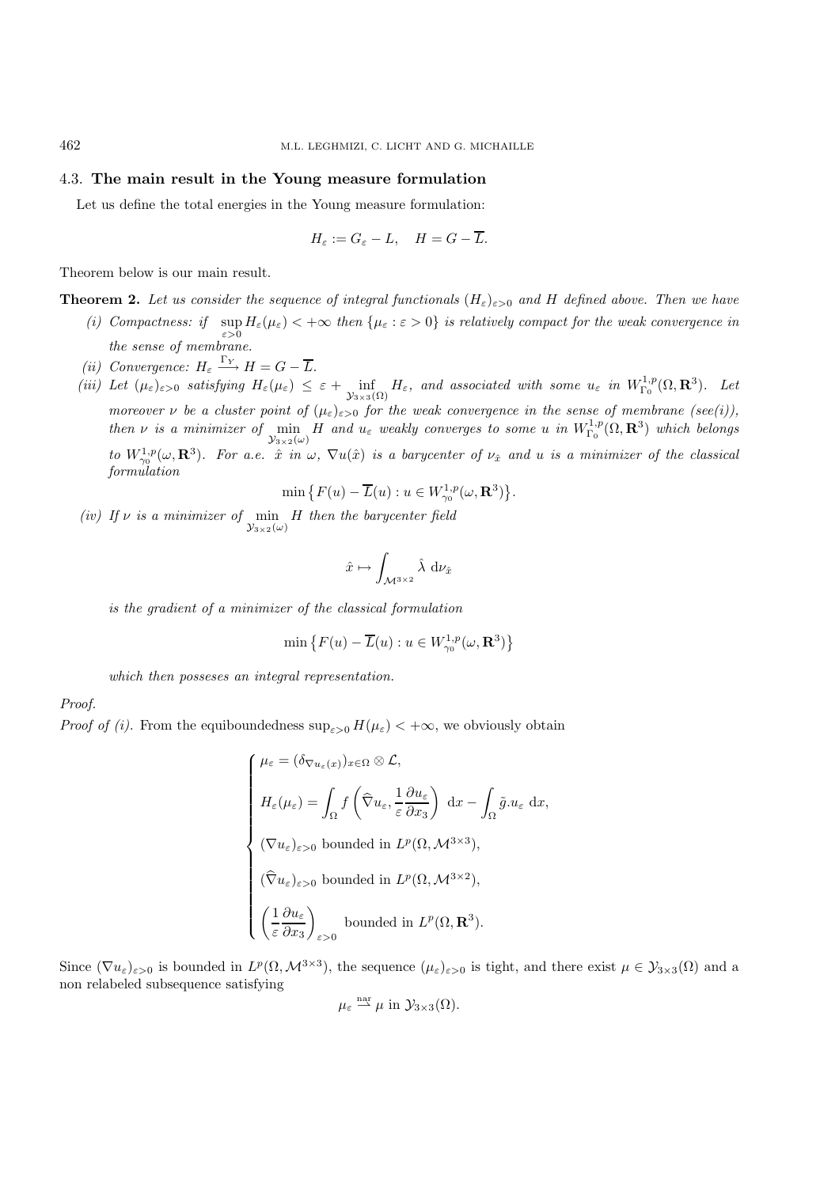### 4.3. **The main result in the Young measure formulation**

Let us define the total energies in the Young measure formulation:

$$H_\varepsilon := G_\varepsilon - L, \quad H = G - \overline{L}.$$

Theorem below is our main result.

**Theorem 2.** *Let us consider the sequence of integral functionals $(H_\varepsilon)_{\varepsilon>0}$ and $H$ defined above. Then we have*

*(i) Compactness: if $\sup\limits_{\varepsilon>0} H_\varepsilon(\mu_\varepsilon) < +\infty$ then $\{\mu_\varepsilon : \varepsilon > 0\}$ is relatively compact for the weak convergence in the sense of membrane.*

*(ii) Convergence: $H_\varepsilon \xrightarrow{\Gamma_Y} H = G - \overline{L}$.*

*(iii) Let $(\mu_\varepsilon)_{\varepsilon>0}$ satisfying $H_\varepsilon(\mu_\varepsilon) \leq \varepsilon + \inf\limits_{\mathcal{Y}_{3\times3}(\Omega)} H_\varepsilon$, and associated with some $u_\varepsilon$ in $W^{1,p}_{\Gamma_0}(\Omega, \mathbf{R}^3)$. Let moreover $\nu$ be a cluster point of $(\mu_\varepsilon)_{\varepsilon>0}$ for the weak convergence in the sense of membrane (see(i)), then $\nu$ is a minimizer of $\min\limits_{\mathcal{Y}_{3\times2}(\omega)} H$ and $u_\varepsilon$ weakly converges to some $u$ in $W^{1,p}_{\Gamma_0}(\Omega, \mathbf{R}^3)$ which belongs to $W^{1,p}_{\gamma_0}(\omega, \mathbf{R}^3)$. For a.e. $\hat{x}$ in $\omega$, $\nabla u(\hat{x})$ is a barycenter of $\nu_{\hat{x}}$ and $u$ is a minimizer of the classical formulation*

$$\min\left\{F(u) - \overline{L}(u) : u \in W^{1,p}_{\gamma_0}(\omega, \mathbf{R}^3)\right\}.$$

*(iv) If $\nu$ is a minimizer of $\min\limits_{\mathcal{Y}_{3\times2}(\omega)} H$ then the barycenter field*

$$\hat{x} \mapsto \int_{\mathcal{M}^{3\times2}} \hat{\lambda} \, \mathrm{d}\nu_{\hat{x}}$$

*is the gradient of a minimizer of the classical formulation*

$$\min\left\{F(u) - \overline{L}(u) : u \in W^{1,p}_{\gamma_0}(\omega, \mathbf{R}^3)\right\}$$

*which then posseses an integral representation.*

*Proof.*

*Proof of (i).* From the equiboundedness $\sup_{\varepsilon>0} H(\mu_\varepsilon) < +\infty$, we obviously obtain

$$\begin{cases} \mu_\varepsilon = (\delta_{\nabla u_\varepsilon(x)})_{x\in\Omega} \otimes \mathcal{L}, \\[2mm] H_\varepsilon(\mu_\varepsilon) = \displaystyle\int_\Omega f\left(\widehat{\nabla} u_\varepsilon, \frac{1}{\varepsilon}\frac{\partial u_\varepsilon}{\partial x_3}\right) \, \mathrm{d}x - \int_\Omega \tilde{g}.u_\varepsilon \, \mathrm{d}x, \\[2mm] (\nabla u_\varepsilon)_{\varepsilon>0} \text{ bounded in } L^p(\Omega, \mathcal{M}^{3\times3}), \\[2mm] (\widehat{\nabla} u_\varepsilon)_{\varepsilon>0} \text{ bounded in } L^p(\Omega, \mathcal{M}^{3\times2}), \\[2mm] \left(\dfrac{1}{\varepsilon}\dfrac{\partial u_\varepsilon}{\partial x_3}\right)_{\varepsilon>0} \text{ bounded in } L^p(\Omega, \mathbf{R}^3). \end{cases}$$

Since $(\nabla u_\varepsilon)_{\varepsilon>0}$ is bounded in $L^p(\Omega, \mathcal{M}^{3\times3})$, the sequence $(\mu_\varepsilon)_{\varepsilon>0}$ is tight, and there exist $\mu \in \mathcal{Y}_{3\times3}(\Omega)$ and a non relabeled subsequence satisfying

$$\mu_\varepsilon \overset{\text{nar}}{\rightharpoonup} \mu \text{ in } \mathcal{Y}_{3\times3}(\Omega).$$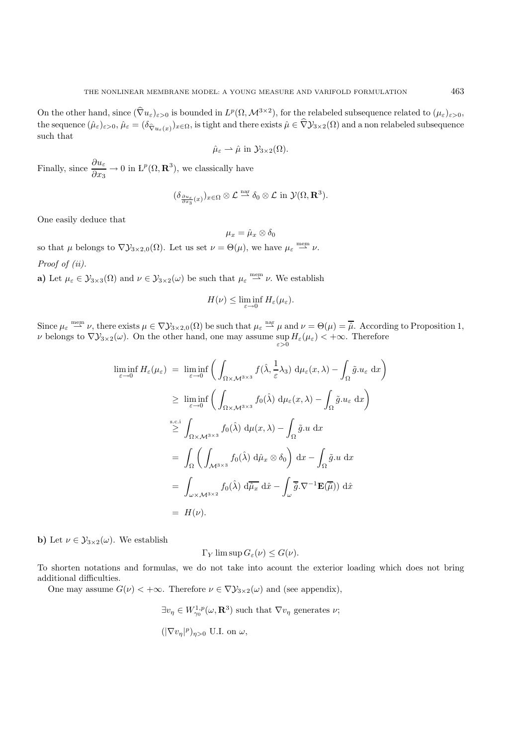On the other hand, since $(\widehat{\nabla} u_\varepsilon)_{\varepsilon>0}$ is bounded in $L^p(\Omega, \mathcal{M}^{3\times 2})$, for the relabeled subsequence related to $(\mu_\varepsilon)_{\varepsilon>0}$, the sequence $(\hat{\mu}_\varepsilon)_{\varepsilon>0}$, $\hat{\mu}_\varepsilon = (\delta_{\widehat{\nabla} u_\varepsilon(x)})_{x\in\Omega}$, is tight and there exists $\hat{\mu} \in \widehat{\nabla}\mathcal{Y}_{3\times 2}(\Omega)$ and a non relabeled subsequence such that

$$\hat{\mu}_\varepsilon \rightharpoonup \hat{\mu} \text{ in } \mathcal{Y}_{3\times 2}(\Omega).$$

Finally, since $\dfrac{\partial u_\varepsilon}{\partial x_3} \to 0$ in $\mathrm{L}^p(\Omega, \mathbf{R}^3)$, we classically have

$$(\delta_{\frac{\partial u_\varepsilon}{\partial x_3}(x)})_{x\in\Omega} \otimes \mathcal{L} \overset{\text{nar}}{\rightharpoonup} \delta_0 \otimes \mathcal{L} \text{ in } \mathcal{Y}(\Omega, \mathbf{R}^3).$$

One easily deduce that

$$\mu_x = \hat{\mu}_x \otimes \delta_0$$

so that $\mu$ belongs to $\nabla\mathcal{Y}_{3\times 2,0}(\Omega)$. Let us set $\nu = \Theta(\mu)$, we have $\mu_\varepsilon \overset{\text{mem}}{\rightharpoonup} \nu$.

*Proof of (ii).*

**a)** Let $\mu_\varepsilon \in \mathcal{Y}_{3\times 3}(\Omega)$ and $\nu \in \mathcal{Y}_{3\times 2}(\omega)$ be such that $\mu_\varepsilon \overset{\text{mem}}{\rightharpoonup} \nu$. We establish

$$H(\nu) \leq \liminf_{\varepsilon\to 0} H_\varepsilon(\mu_\varepsilon).$$

Since $\mu_\varepsilon \overset{\text{mem}}{\rightharpoonup} \nu$, there exists $\mu \in \nabla\mathcal{Y}_{3\times 2,0}(\Omega)$ be such that $\mu_\varepsilon \overset{\text{nar}}{\rightharpoonup} \mu$ and $\nu = \Theta(\mu) = \overline{\hat{\mu}}$. According to Proposition 1, $\nu$ belongs to $\nabla\mathcal{Y}_{3\times 2}(\omega)$. On the other hand, one may assume $\sup_{\varepsilon>0} H_\varepsilon(\mu_\varepsilon) < +\infty$. Therefore

$$\begin{aligned}
\liminf_{\varepsilon\to 0} H_\varepsilon(\mu_\varepsilon) &= \liminf_{\varepsilon\to 0} \left( \int_{\Omega\times\mathcal{M}^{3\times 3}} f(\hat{\lambda}, \frac{1}{\varepsilon}\lambda_3)\ \mathrm{d}\mu_\varepsilon(x,\lambda) - \int_\Omega \tilde{g}.u_\varepsilon\ \mathrm{d}x \right) \\
&\geq \liminf_{\varepsilon\to 0} \left( \int_{\Omega\times\mathcal{M}^{3\times 3}} f_0(\hat{\lambda})\ \mathrm{d}\mu_\varepsilon(x,\lambda) - \int_\Omega \tilde{g}.u_\varepsilon\ \mathrm{d}x \right) \\
&\overset{\text{s.c.i}}{\geq} \int_{\Omega\times\mathcal{M}^{3\times 3}} f_0(\hat{\lambda})\ \mathrm{d}\mu(x,\lambda) - \int_\Omega \tilde{g}.u\ \mathrm{d}x \\
&= \int_\Omega \left( \int_{\mathcal{M}^{3\times 3}} f_0(\hat{\lambda})\ \mathrm{d}\hat{\mu}_x \otimes \delta_0 \right) \mathrm{d}x - \int_\Omega \tilde{g}.u\ \mathrm{d}x \\
&= \int_{\omega\times\mathcal{M}^{3\times 2}} f_0(\hat{\lambda})\ \mathrm{d}\overline{\hat{\mu}_x}\ \mathrm{d}\hat{x} - \int_\omega \overline{\tilde{g}}.\nabla^{-1}\mathbf{E}(\overline{\hat{\mu}}))\ \mathrm{d}\hat{x} \\
&= H(\nu).
\end{aligned}$$

**b)** Let $\nu \in \mathcal{Y}_{3\times 2}(\omega)$. We establish

$$\Gamma_Y \limsup G_\varepsilon(\nu) \leq G(\nu).$$

To shorten notations and formulas, we do not take into acount the exterior loading which does not bring additional difficulties.

One may assume $G(\nu) < +\infty$. Therefore $\nu \in \nabla\mathcal{Y}_{3\times 2}(\omega)$ and (see appendix),

$$\exists v_\eta \in W^{1,p}_{\gamma_0}(\omega, \mathbf{R}^3) \text{ such that } \nabla v_\eta \text{ generates } \nu;$$

$$(|\nabla v_\eta|^p)_{\eta>0} \text{ U.I. on } \omega,$$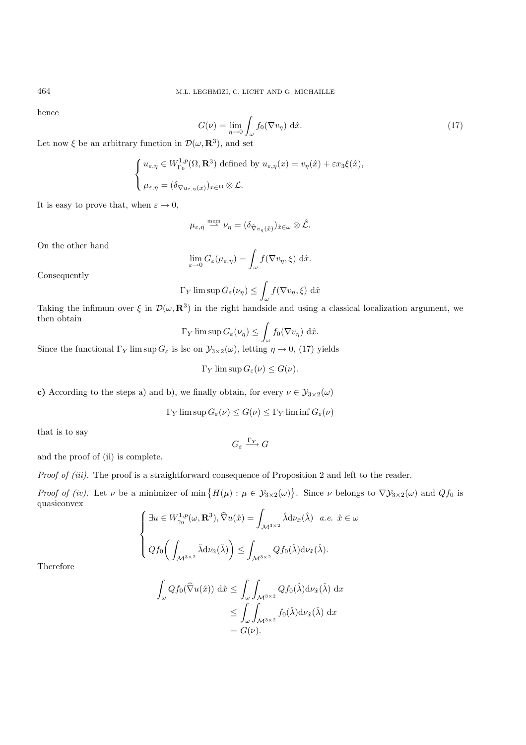hence

$$G(\nu) = \lim_{\eta \to 0} \int_\omega f_0(\nabla v_\eta) \, \mathrm{d}\hat{x}. \tag{17}$$

Let now $\xi$ be an arbitrary function in $\mathcal{D}(\omega, \mathbf{R}^3)$, and set

$$\begin{cases} u_{\varepsilon,\eta} \in W^{1,p}_{\Gamma_0}(\Omega, \mathbf{R}^3) \text{ defined by } u_{\varepsilon,\eta}(x) = v_\eta(\hat{x}) + \varepsilon x_3 \xi(\hat{x}), \\ \mu_{\varepsilon,\eta} = (\delta_{\nabla u_{\varepsilon,\eta}(x)})_{x \in \Omega} \otimes \mathcal{L}. \end{cases}$$

It is easy to prove that, when $\varepsilon \to 0$,

$$\mu_{\varepsilon,\eta} \overset{\text{mem}}{\rightharpoonup} \nu_\eta = (\delta_{\widehat{\nabla} v_\eta(\hat{x})})_{\hat{x} \in \omega} \otimes \hat{\mathcal{L}}.$$

On the other hand

$$\lim_{\varepsilon \to 0} G_\varepsilon(\mu_{\varepsilon,\eta}) = \int_\omega f(\nabla v_\eta, \xi) \, \mathrm{d}\hat{x}.$$

Consequently

$$\Gamma_Y \limsup G_\varepsilon(\nu_\eta) \leq \int_\omega f(\nabla v_\eta, \xi) \, \mathrm{d}\hat{x}$$

Taking the infimum over $\xi$ in $\mathcal{D}(\omega, \mathbf{R}^3)$ in the right handside and using a classical localization argument, we then obtain

$$\Gamma_Y \limsup G_\varepsilon(\nu_\eta) \leq \int_\omega f_0(\nabla v_\eta) \, \mathrm{d}\hat{x}.$$

Since the functional $\Gamma_Y \limsup G_\varepsilon$ is lsc on $\mathcal{Y}_{3\times 2}(\omega)$, letting $\eta \to 0$, (17) yields

$$\Gamma_Y \limsup G_\varepsilon(\nu) \leq G(\nu).$$

**c)** According to the steps a) and b), we finally obtain, for every $\nu \in \mathcal{Y}_{3\times 2}(\omega)$

$$\Gamma_Y \limsup G_\varepsilon(\nu) \leq G(\nu) \leq \Gamma_Y \liminf G_\varepsilon(\nu)$$

that is to say

$$G_\varepsilon \xrightarrow{\Gamma_Y} G$$

and the proof of (ii) is complete.

*Proof of (iii).* The proof is a straightforward consequence of Proposition 2 and left to the reader.

*Proof of (iv).* Let $\nu$ be a minimizer of $\min\{H(\mu) : \mu \in \mathcal{Y}_{3\times 2}(\omega)\}$. Since $\nu$ belongs to $\nabla \mathcal{Y}_{3\times 2}(\omega)$ and $Qf_0$ is quasiconvex

$$\begin{cases} \exists u \in W^{1,p}_{\gamma_0}(\omega, \mathbf{R}^3), \widehat{\nabla} u(\hat{x}) = \displaystyle\int_{\mathcal{M}^{3\times 2}} \hat{\lambda} \mathrm{d}\nu_{\hat{x}}(\hat{\lambda}) \quad a.e. \ \hat{x} \in \omega \\ Qf_0\Big(\displaystyle\int_{\mathcal{M}^{3\times 2}} \hat{\lambda} \mathrm{d}\nu_{\hat{x}}(\hat{\lambda})\Big) \leq \displaystyle\int_{\mathcal{M}^{3\times 2}} Qf_0(\hat{\lambda}) \mathrm{d}\nu_{\hat{x}}(\hat{\lambda}). \end{cases}$$

Therefore

$$\begin{aligned} \int_\omega Qf_0(\widehat{\nabla} u(\hat{x})) \, \mathrm{d}\hat{x} &\leq \int_\omega \int_{\mathcal{M}^{3\times 2}} Qf_0(\hat{\lambda}) \mathrm{d}\nu_{\hat{x}}(\hat{\lambda}) \, \mathrm{d}x \\ &\leq \int_\omega \int_{\mathcal{M}^{3\times 2}} f_0(\hat{\lambda}) \mathrm{d}\nu_{\hat{x}}(\hat{\lambda}) \, \mathrm{d}x \\ &= G(\nu). \end{aligned}$$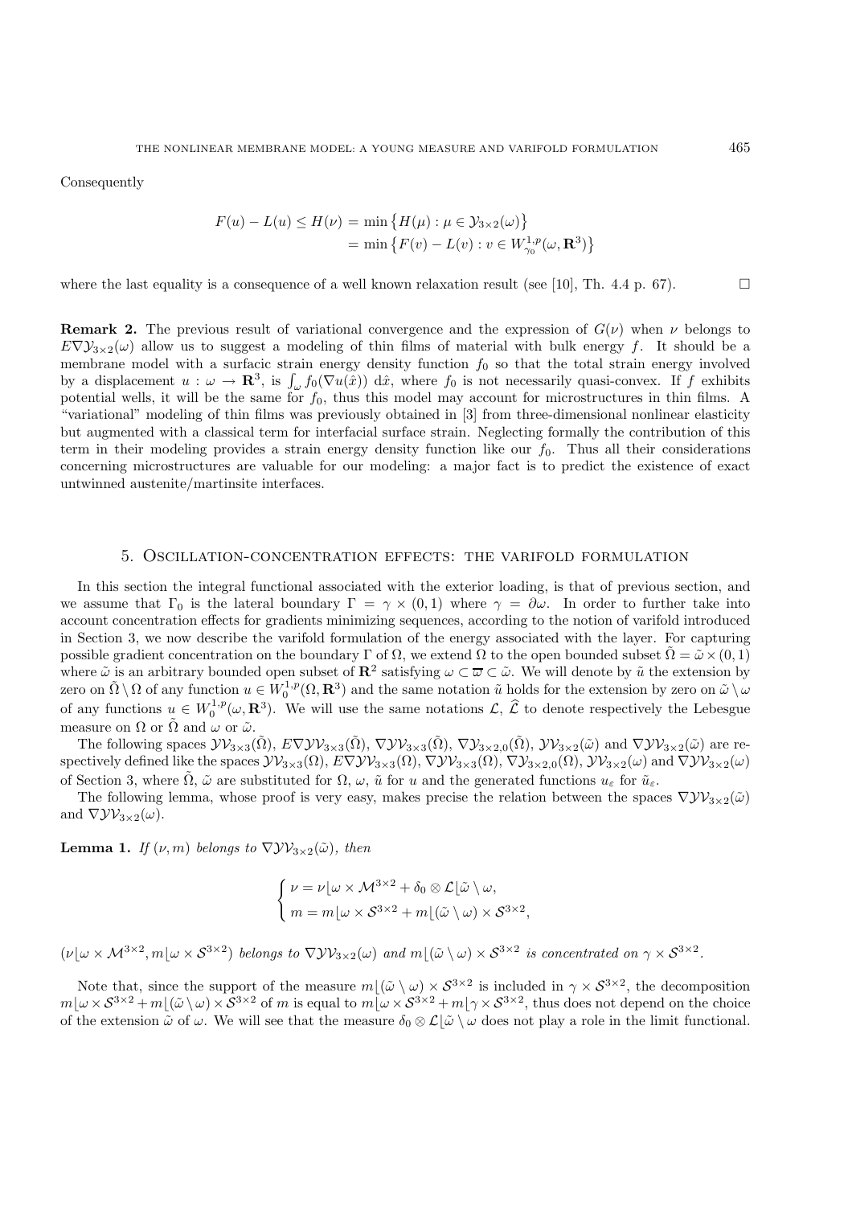Consequently

$$
\begin{aligned}
F(u) - L(u) \le H(\nu) &= \min\left\{H(\mu) : \mu \in \mathcal{Y}_{3\times 2}(\omega)\right\} \\
&= \min\left\{F(v) - L(v) : v \in W^{1,p}_{\gamma_0}(\omega, \mathbf{R}^3)\right\}
\end{aligned}
$$

where the last equality is a consequence of a well known relaxation result (see [10], Th. 4.4 p. 67). □

**Remark 2.** The previous result of variational convergence and the expression of $G(\nu)$ when $\nu$ belongs to $E\nabla\mathcal{Y}_{3\times 2}(\omega)$ allow us to suggest a modeling of thin films of material with bulk energy $f$. It should be a membrane model with a surfacic strain energy density function $f_0$ so that the total strain energy involved by a displacement $u : \omega \to \mathbf{R}^3$, is $\int_\omega f_0(\nabla u(\hat{x}))\, \mathrm{d}\hat{x}$, where $f_0$ is not necessarily quasi-convex. If $f$ exhibits potential wells, it will be the same for $f_0$, thus this model may account for microstructures in thin films. A "variational" modeling of thin films was previously obtained in [3] from three-dimensional nonlinear elasticity but augmented with a classical term for interfacial surface strain. Neglecting formally the contribution of this term in their modeling provides a strain energy density function like our $f_0$. Thus all their considerations concerning microstructures are valuable for our modeling: a major fact is to predict the existence of exact untwinned austenite/martinsite interfaces.

## 5. Oscillation-concentration effects: the varifold formulation

In this section the integral functional associated with the exterior loading, is that of previous section, and we assume that $\Gamma_0$ is the lateral boundary $\Gamma = \gamma \times (0,1)$ where $\gamma = \partial\omega$. In order to further take into account concentration effects for gradients minimizing sequences, according to the notion of varifold introduced in Section 3, we now describe the varifold formulation of the energy associated with the layer. For capturing possible gradient concentration on the boundary $\Gamma$ of $\Omega$, we extend $\Omega$ to the open bounded subset $\tilde{\Omega} = \tilde{\omega} \times (0,1)$ where $\tilde{\omega}$ is an arbitrary bounded open subset of $\mathbf{R}^2$ satisfying $\omega \subset \overline{\omega} \subset \tilde{\omega}$. We will denote by $\tilde{u}$ the extension by zero on $\tilde{\Omega} \setminus \Omega$ of any function $u \in W^{1,p}_0(\Omega, \mathbf{R}^3)$ and the same notation $\tilde{u}$ holds for the extension by zero on $\tilde{\omega} \setminus \omega$ of any functions $u \in W^{1,p}_0(\omega, \mathbf{R}^3)$. We will use the same notations $\mathcal{L}$, $\widehat{\mathcal{L}}$ to denote respectively the Lebesgue measure on $\Omega$ or $\tilde{\Omega}$ and $\omega$ or $\tilde{\omega}$.

The following spaces $\mathcal{YV}_{3\times 3}(\tilde{\Omega})$, $E\nabla\mathcal{YV}_{3\times 3}(\tilde{\Omega})$, $\nabla\mathcal{YV}_{3\times 3}(\tilde{\Omega})$, $\nabla\mathcal{Y}_{3\times 2,0}(\tilde{\Omega})$, $\mathcal{YV}_{3\times 2}(\tilde{\omega})$ and $\nabla\mathcal{YV}_{3\times 2}(\tilde{\omega})$ are respectively defined like the spaces $\mathcal{YV}_{3\times 3}(\Omega)$, $E\nabla\mathcal{YV}_{3\times 3}(\Omega)$, $\nabla\mathcal{YV}_{3\times 3}(\Omega)$, $\nabla\mathcal{Y}_{3\times 2,0}(\Omega)$, $\mathcal{YV}_{3\times 2}(\omega)$ and $\nabla\mathcal{YV}_{3\times 2}(\omega)$ of Section 3, where $\tilde{\Omega}$, $\tilde{\omega}$ are substituted for $\Omega$, $\omega$, $\tilde{u}$ for $u$ and the generated functions $u_\varepsilon$ for $\tilde{u}_\varepsilon$.

The following lemma, whose proof is very easy, makes precise the relation between the spaces $\nabla\mathcal{YV}_{3\times 2}(\tilde{\omega})$ and $\nabla\mathcal{YV}_{3\times 2}(\omega)$.

**Lemma 1.** *If $(\nu, m)$ belongs to $\nabla\mathcal{YV}_{3\times 2}(\tilde{\omega})$, then*

$$
\begin{cases}
\nu = \nu\lfloor \omega \times \mathcal{M}^{3\times 2} + \delta_0 \otimes \mathcal{L}\lfloor \tilde{\omega} \setminus \omega, \\
m = m\lfloor \omega \times \mathcal{S}^{3\times 2} + m\lfloor (\tilde{\omega} \setminus \omega) \times \mathcal{S}^{3\times 2},
\end{cases}
$$

*$(\nu\lfloor \omega \times \mathcal{M}^{3\times 2}, m\lfloor \omega \times \mathcal{S}^{3\times 2})$ belongs to $\nabla\mathcal{YV}_{3\times 2}(\omega)$ and $m\lfloor (\tilde{\omega} \setminus \omega) \times \mathcal{S}^{3\times 2}$ is concentrated on $\gamma \times \mathcal{S}^{3\times 2}$.*

Note that, since the support of the measure $m\lfloor (\tilde{\omega} \setminus \omega) \times \mathcal{S}^{3\times 2}$ is included in $\gamma \times \mathcal{S}^{3\times 2}$, the decomposition $m\lfloor \omega \times \mathcal{S}^{3\times 2} + m\lfloor (\tilde{\omega} \setminus \omega) \times \mathcal{S}^{3\times 2}$ of $m$ is equal to $m\lfloor \omega \times \mathcal{S}^{3\times 2} + m\lfloor \gamma \times \mathcal{S}^{3\times 2}$, thus does not depend on the choice of the extension $\tilde{\omega}$ of $\omega$. We will see that the measure $\delta_0 \otimes \mathcal{L}\lfloor \tilde{\omega} \setminus \omega$ does not play a role in the limit functional.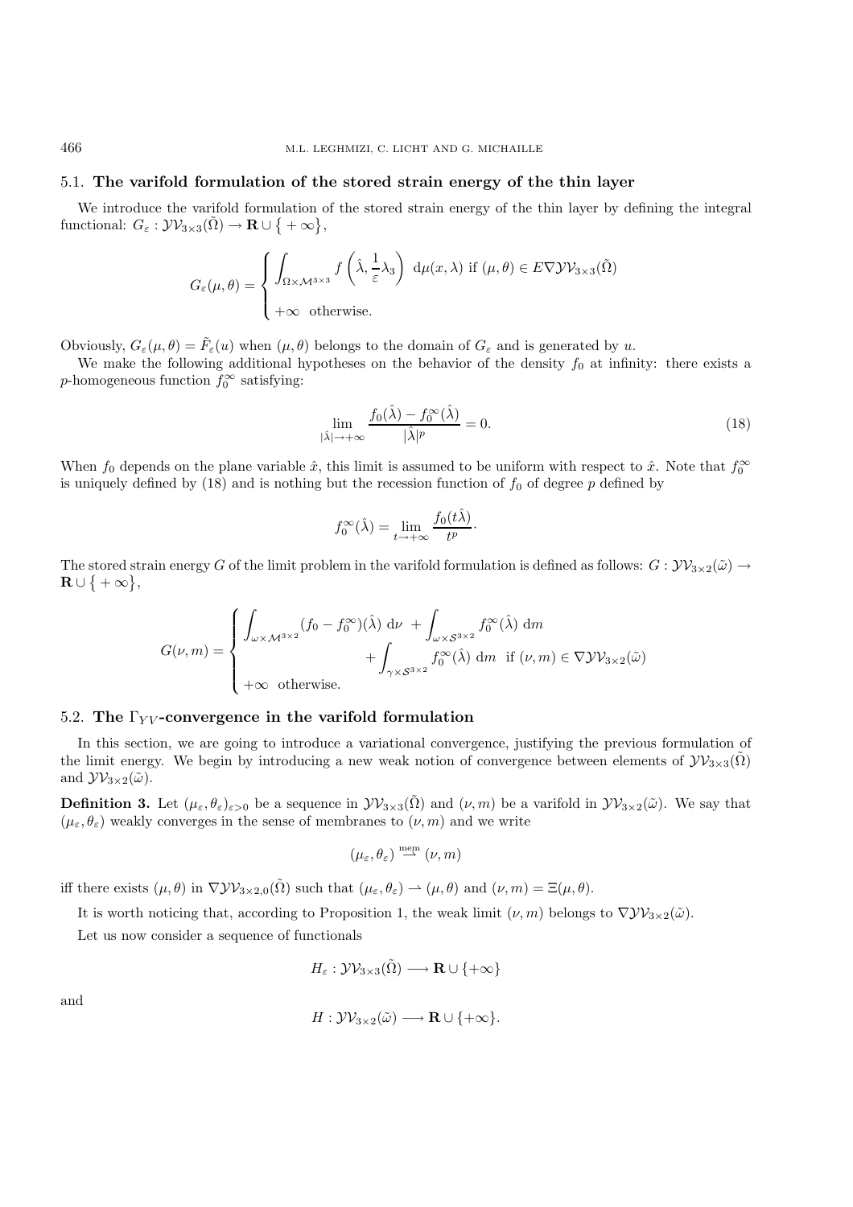### 5.1. **The varifold formulation of the stored strain energy of the thin layer**

We introduce the varifold formulation of the stored strain energy of the thin layer by defining the integral functional: $G_\varepsilon : \mathcal{YV}_{3\times 3}(\tilde{\Omega}) \to \mathbf{R} \cup \{+\infty\}$,

$$
G_\varepsilon(\mu,\theta) = \begin{cases} \displaystyle\int_{\Omega\times\mathcal{M}^{3\times 3}} f\left(\hat{\lambda}, \frac{1}{\varepsilon}\lambda_3\right) \,\mathrm{d}\mu(x,\lambda) \text{ if } (\mu,\theta) \in E\nabla\mathcal{YV}_{3\times 3}(\tilde{\Omega}) \\ +\infty \quad \text{otherwise.} \end{cases}
$$

Obviously, $G_\varepsilon(\mu,\theta) = \tilde{F}_\varepsilon(u)$ when $(\mu,\theta)$ belongs to the domain of $G_\varepsilon$ and is generated by $u$.

We make the following additional hypotheses on the behavior of the density $f_0$ at infinity: there exists a $p$-homogeneous function $f_0^\infty$ satisfying:

$$
\lim_{|\hat{\lambda}|\to+\infty} \frac{f_0(\hat{\lambda}) - f_0^\infty(\hat{\lambda})}{|\hat{\lambda}|^p} = 0. \tag{18}
$$

When $f_0$ depends on the plane variable $\hat{x}$, this limit is assumed to be uniform with respect to $\hat{x}$. Note that $f_0^\infty$ is uniquely defined by (18) and is nothing but the recession function of $f_0$ of degree $p$ defined by

$$
f_0^\infty(\hat{\lambda}) = \lim_{t\to+\infty} \frac{f_0(t\hat{\lambda})}{t^p}\cdot
$$

The stored strain energy $G$ of the limit problem in the varifold formulation is defined as follows: $G : \mathcal{YV}_{3\times 2}(\tilde{\omega}) \to \mathbf{R} \cup \{+\infty\}$,

$$
G(\nu,m) = \begin{cases} \displaystyle\int_{\omega\times\mathcal{M}^{3\times 2}} (f_0 - f_0^\infty)(\hat{\lambda}) \,\mathrm{d}\nu + \int_{\omega\times\mathcal{S}^{3\times 2}} f_0^\infty(\hat{\lambda}) \,\mathrm{d}m \\ \qquad\qquad + \displaystyle\int_{\gamma\times\mathcal{S}^{3\times 2}} f_0^\infty(\hat{\lambda}) \,\mathrm{d}m \quad \text{if } (\nu,m) \in \nabla\mathcal{YV}_{3\times 2}(\tilde{\omega}) \\ +\infty \quad \text{otherwise.} \end{cases}
$$

### 5.2. **The $\Gamma_{YV}$-convergence in the varifold formulation**

In this section, we are going to introduce a variational convergence, justifying the previous formulation of the limit energy. We begin by introducing a new weak notion of convergence between elements of $\mathcal{YV}_{3\times 3}(\tilde{\Omega})$ and $\mathcal{YV}_{3\times 2}(\tilde{\omega})$.

**Definition 3.** Let $(\mu_\varepsilon, \theta_\varepsilon)_{\varepsilon>0}$ be a sequence in $\mathcal{YV}_{3\times 3}(\tilde{\Omega})$ and $(\nu, m)$ be a varifold in $\mathcal{YV}_{3\times 2}(\tilde{\omega})$. We say that $(\mu_\varepsilon, \theta_\varepsilon)$ weakly converges in the sense of membranes to $(\nu, m)$ and we write

$$
(\mu_\varepsilon, \theta_\varepsilon) \overset{\text{mem}}{\rightharpoonup} (\nu, m)
$$

iff there exists $(\mu, \theta)$ in $\nabla\mathcal{YV}_{3\times 2,0}(\tilde{\Omega})$ such that $(\mu_\varepsilon, \theta_\varepsilon) \rightharpoonup (\mu, \theta)$ and $(\nu, m) = \Xi(\mu, \theta)$.

It is worth noticing that, according to Proposition 1, the weak limit $(\nu, m)$ belongs to $\nabla\mathcal{YV}_{3\times 2}(\tilde{\omega})$.

Let us now consider a sequence of functionals

$$
H_\varepsilon : \mathcal{YV}_{3\times 3}(\tilde{\Omega}) \longrightarrow \mathbf{R} \cup \{+\infty\}
$$

and

$$
H : \mathcal{YV}_{3\times 2}(\tilde{\omega}) \longrightarrow \mathbf{R} \cup \{+\infty\}.
$$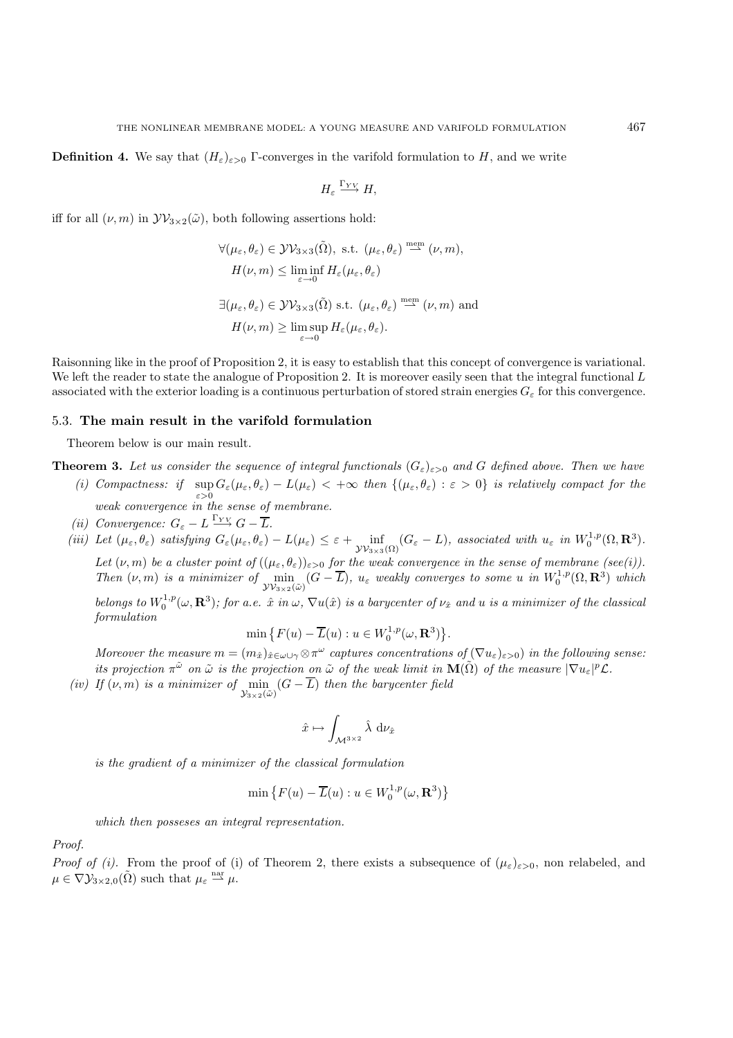**Definition 4.** We say that $(H_\varepsilon)_{\varepsilon>0}$ Γ-converges in the varifold formulation to $H$, and we write

$$H_\varepsilon \overset{\Gamma_{YV}}{\longrightarrow} H,$$

iff for all $(\nu, m)$ in $\mathcal{YV}_{3\times 2}(\tilde{\omega})$, both following assertions hold:

$$\begin{aligned}
&\forall (\mu_\varepsilon, \theta_\varepsilon) \in \mathcal{YV}_{3\times 3}(\tilde{\Omega}), \text{ s.t. } (\mu_\varepsilon, \theta_\varepsilon) \overset{\text{mem}}{\rightharpoonup} (\nu, m),\\
&\quad H(\nu, m) \le \liminf_{\varepsilon\to 0} H_\varepsilon(\mu_\varepsilon, \theta_\varepsilon)\\
&\exists (\mu_\varepsilon, \theta_\varepsilon) \in \mathcal{YV}_{3\times 3}(\tilde{\Omega}) \text{ s.t. } (\mu_\varepsilon, \theta_\varepsilon) \overset{\text{mem}}{\rightharpoonup} (\nu, m) \text{ and}\\
&\quad H(\nu, m) \ge \limsup_{\varepsilon\to 0} H_\varepsilon(\mu_\varepsilon, \theta_\varepsilon).
\end{aligned}$$

Raisonning like in the proof of Proposition 2, it is easy to establish that this concept of convergence is variational. We left the reader to state the analogue of Proposition 2. It is moreover easily seen that the integral functional $L$ associated with the exterior loading is a continuous perturbation of stored strain energies $G_\varepsilon$ for this convergence.

### 5.3. The main result in the varifold formulation

Theorem below is our main result.

**Theorem 3.** *Let us consider the sequence of integral functionals $(G_\varepsilon)_{\varepsilon>0}$ and $G$ defined above. Then we have*

*(i) Compactness: if $\sup_{\varepsilon>0} G_\varepsilon(\mu_\varepsilon, \theta_\varepsilon) - L(\mu_\varepsilon) < +\infty$ then $\{(\mu_\varepsilon, \theta_\varepsilon) : \varepsilon > 0\}$ is relatively compact for the weak convergence in the sense of membrane.*

*(ii) Convergence: $G_\varepsilon - L \overset{\Gamma_{YV}}{\longrightarrow} G - \overline{L}$.*

*(iii) Let $(\mu_\varepsilon, \theta_\varepsilon)$ satisfying $G_\varepsilon(\mu_\varepsilon, \theta_\varepsilon) - L(\mu_\varepsilon) \le \varepsilon + \inf_{\mathcal{YV}_{3\times 3}(\Omega)} (G_\varepsilon - L)$, associated with $u_\varepsilon$ in $W_0^{1,p}(\Omega, \mathbf{R}^3)$. Let $(\nu, m)$ be a cluster point of $((\mu_\varepsilon, \theta_\varepsilon))_{\varepsilon>0}$ for the weak convergence in the sense of membrane (see(i)). Then $(\nu, m)$ is a minimizer of $\min_{\mathcal{YV}_{3\times 2}(\tilde{\omega})} (G - \overline{L})$, $u_\varepsilon$ weakly converges to some $u$ in $W_0^{1,p}(\Omega, \mathbf{R}^3)$ which belongs to $W_0^{1,p}(\omega, \mathbf{R}^3)$; for a.e. $\hat{x}$ in $\omega$, $\nabla u(\hat{x})$ is a barycenter of $\nu_{\hat{x}}$ and $u$ is a minimizer of the classical formulation*

$$\min \left\{ F(u) - \overline{L}(u) : u \in W_0^{1,p}(\omega, \mathbf{R}^3) \right\}.$$

*Moreover the measure $m = (m_{\hat{x}})_{\hat{x}\in\omega\cup\gamma} \otimes \pi^\omega$ captures concentrations of $(\nabla u_\varepsilon)_{\varepsilon>0})$ in the following sense: its projection $\pi^{\tilde{\omega}}$ on $\tilde{\omega}$ is the projection on $\tilde{\omega}$ of the weak limit in $\mathbf{M}(\tilde{\Omega})$ of the measure $|\nabla u_\varepsilon|^p \mathcal{L}$.*

*(iv) If $(\nu, m)$ is a minimizer of $\min_{\mathcal{Y}_{3\times 2}(\tilde{\omega})} (G - \overline{L})$ then the barycenter field*

$$\hat{x} \mapsto \int_{\mathcal{M}^{3\times 2}} \hat{\lambda} \; \mathrm{d}\nu_{\hat{x}}$$

*is the gradient of a minimizer of the classical formulation*

$$\min \left\{ F(u) - \overline{L}(u) : u \in W_0^{1,p}(\omega, \mathbf{R}^3) \right\}$$

*which then posseses an integral representation.*

*Proof.*

*Proof of (i).* From the proof of (i) of Theorem 2, there exists a subsequence of $(\mu_\varepsilon)_{\varepsilon>0}$, non relabeled, and $\mu \in \nabla\mathcal{Y}_{3\times 2,0}(\tilde{\Omega})$ such that $\mu_\varepsilon \overset{\text{nar}}{\rightharpoonup} \mu$.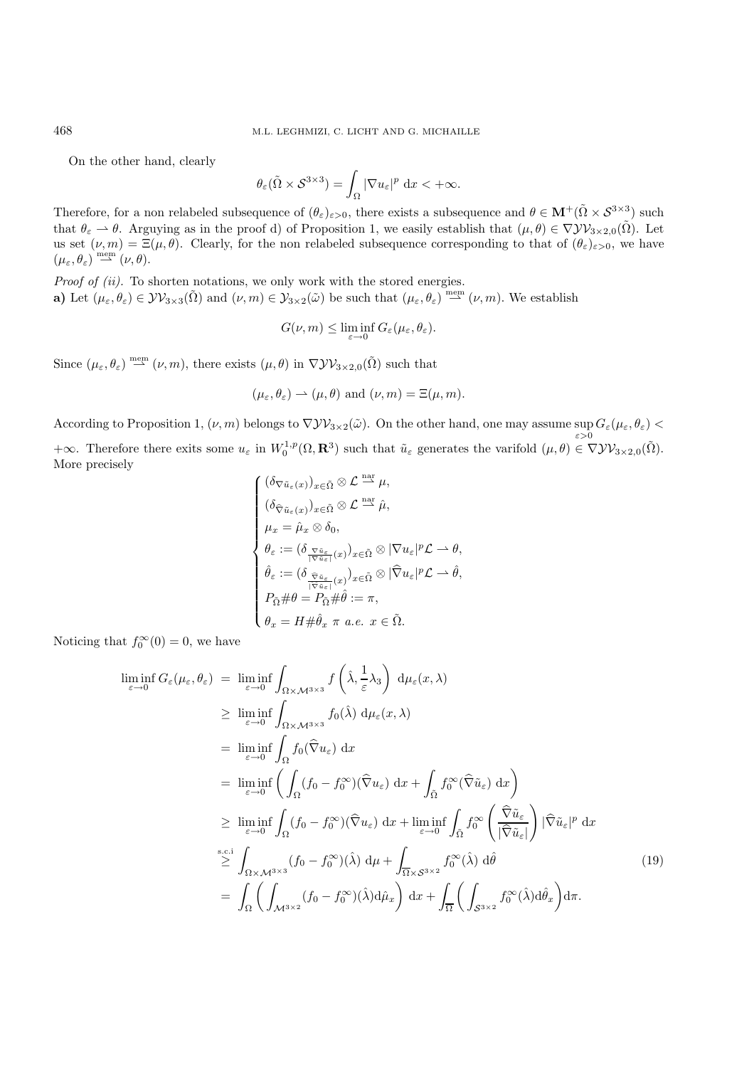On the other hand, clearly

$$\theta_\varepsilon(\tilde{\Omega} \times \mathcal{S}^{3\times 3}) = \int_\Omega |\nabla u_\varepsilon|^p \ \mathrm{d}x < +\infty.$$

Therefore, for a non relabeled subsequence of $(\theta_\varepsilon)_{\varepsilon>0}$, there exists a subsequence and $\theta \in \mathbf{M}^+(\tilde{\Omega} \times \mathcal{S}^{3\times 3})$ such that $\theta_\varepsilon \rightharpoonup \theta$. Arguying as in the proof d) of Proposition 1, we easily establish that $(\mu, \theta) \in \nabla\mathcal{YV}_{3\times 2,0}(\tilde{\Omega})$. Let us set $(\nu, m) = \Xi(\mu, \theta)$. Clearly, for the non relabeled subsequence corresponding to that of $(\theta_\varepsilon)_{\varepsilon>0}$, we have $(\mu_\varepsilon, \theta_\varepsilon) \overset{\text{mem}}{\rightharpoonup} (\nu, \theta)$.

*Proof of (ii).* To shorten notations, we only work with the stored energies.

**a)** Let $(\mu_\varepsilon, \theta_\varepsilon) \in \mathcal{YV}_{3\times 3}(\tilde{\Omega})$ and $(\nu, m) \in \mathcal{Y}_{3\times 2}(\tilde{\omega})$ be such that $(\mu_\varepsilon, \theta_\varepsilon) \overset{\text{mem}}{\rightharpoonup} (\nu, m)$. We establish

$$G(\nu, m) \leq \liminf_{\varepsilon \to 0} G_\varepsilon(\mu_\varepsilon, \theta_\varepsilon).$$

Since $(\mu_\varepsilon, \theta_\varepsilon) \overset{\text{mem}}{\rightharpoonup} (\nu, m)$, there exists $(\mu, \theta)$ in $\nabla\mathcal{YV}_{3\times 2,0}(\tilde{\Omega})$ such that

$$(\mu_\varepsilon, \theta_\varepsilon) \rightharpoonup (\mu, \theta) \text{ and } (\nu, m) = \Xi(\mu, \theta).$$

According to Proposition 1, $(\nu, m)$ belongs to $\nabla\mathcal{YV}_{3\times 2}(\tilde{\omega})$. On the other hand, one may assume $\sup_{\varepsilon>0} G_\varepsilon(\mu_\varepsilon, \theta_\varepsilon) < +\infty$. Therefore there exits some $u_\varepsilon$ in $W_0^{1,p}(\Omega, \mathbf{R}^3)$ such that $\tilde{u}_\varepsilon$ generates the varifold $(\mu, \theta) \in \nabla\mathcal{YV}_{3\times 2,0}(\tilde{\Omega})$. More precisely

$$\begin{cases}
(\delta_{\nabla \tilde{u}_\varepsilon(x)})_{x\in\tilde{\Omega}} \otimes \mathcal{L} \overset{\text{nar}}{\rightharpoonup} \mu, \\
(\delta_{\widehat{\nabla} \tilde{u}_\varepsilon(x)})_{x\in\tilde{\Omega}} \otimes \mathcal{L} \overset{\text{nar}}{\rightharpoonup} \hat{\mu}, \\
\mu_x = \hat{\mu}_x \otimes \delta_0, \\
\theta_\varepsilon := (\delta_{\frac{\nabla \tilde{u}_\varepsilon}{|\nabla \tilde{u}_\varepsilon|}(x)})_{x\in\tilde{\Omega}} \otimes |\nabla u_\varepsilon|^p \mathcal{L} \rightharpoonup \theta, \\
\hat{\theta}_\varepsilon := (\delta_{\frac{\widehat{\nabla} \tilde{u}_\varepsilon}{|\nabla \tilde{u}_\varepsilon|}(x)})_{x\in\tilde{\Omega}} \otimes |\widehat{\nabla} u_\varepsilon|^p \mathcal{L} \rightharpoonup \hat{\theta}, \\
P_{\tilde{\Omega}} \# \theta = P_{\tilde{\Omega}} \# \hat{\theta} := \pi, \\
\theta_x = H \# \hat{\theta}_x \ \pi \ a.e. \ x \in \tilde{\Omega}.
\end{cases}$$

Noticing that $f_0^\infty(0) = 0$, we have

$$\begin{aligned}
\liminf_{\varepsilon\to 0} G_\varepsilon(\mu_\varepsilon, \theta_\varepsilon) &= \liminf_{\varepsilon\to 0} \int_{\Omega\times\mathcal{M}^{3\times 3}} f\left(\hat{\lambda}, \frac{1}{\varepsilon}\lambda_3\right) \ \mathrm{d}\mu_\varepsilon(x, \lambda) \\
&\geq \liminf_{\varepsilon\to 0} \int_{\Omega\times\mathcal{M}^{3\times 3}} f_0(\hat{\lambda}) \ \mathrm{d}\mu_\varepsilon(x, \lambda) \\
&= \liminf_{\varepsilon\to 0} \int_\Omega f_0(\widehat{\nabla} u_\varepsilon) \ \mathrm{d}x \\
&= \liminf_{\varepsilon\to 0} \left( \int_\Omega (f_0 - f_0^\infty)(\widehat{\nabla} u_\varepsilon) \ \mathrm{d}x + \int_{\tilde{\Omega}} f_0^\infty(\widehat{\nabla} \tilde{u}_\varepsilon) \ \mathrm{d}x \right) \\
&\geq \liminf_{\varepsilon\to 0} \int_\Omega (f_0 - f_0^\infty)(\widehat{\nabla} u_\varepsilon) \ \mathrm{d}x + \liminf_{\varepsilon\to 0} \int_{\tilde{\Omega}} f_0^\infty \left( \frac{\widehat{\nabla} \tilde{u}_\varepsilon}{|\widehat{\nabla} \tilde{u}_\varepsilon|} \right) |\widehat{\nabla} \tilde{u}_\varepsilon|^p \ \mathrm{d}x \\
&\overset{\text{s.c.i}}{\geq} \int_{\Omega\times\mathcal{M}^{3\times 3}} (f_0 - f_0^\infty)(\hat{\lambda}) \ \mathrm{d}\mu + \int_{\overline{\Omega}\times\mathcal{S}^{3\times 2}} f_0^\infty(\hat{\lambda}) \ \mathrm{d}\hat{\theta} \qquad (19) \\
&= \int_\Omega \left( \int_{\mathcal{M}^{3\times 2}} (f_0 - f_0^\infty)(\hat{\lambda}) \mathrm{d}\hat{\mu}_x \right) \mathrm{d}x + \int_{\overline{\Omega}} \left( \int_{\mathcal{S}^{3\times 2}} f_0^\infty(\hat{\lambda}) \mathrm{d}\hat{\theta}_x \right) \mathrm{d}\pi.
\end{aligned}$$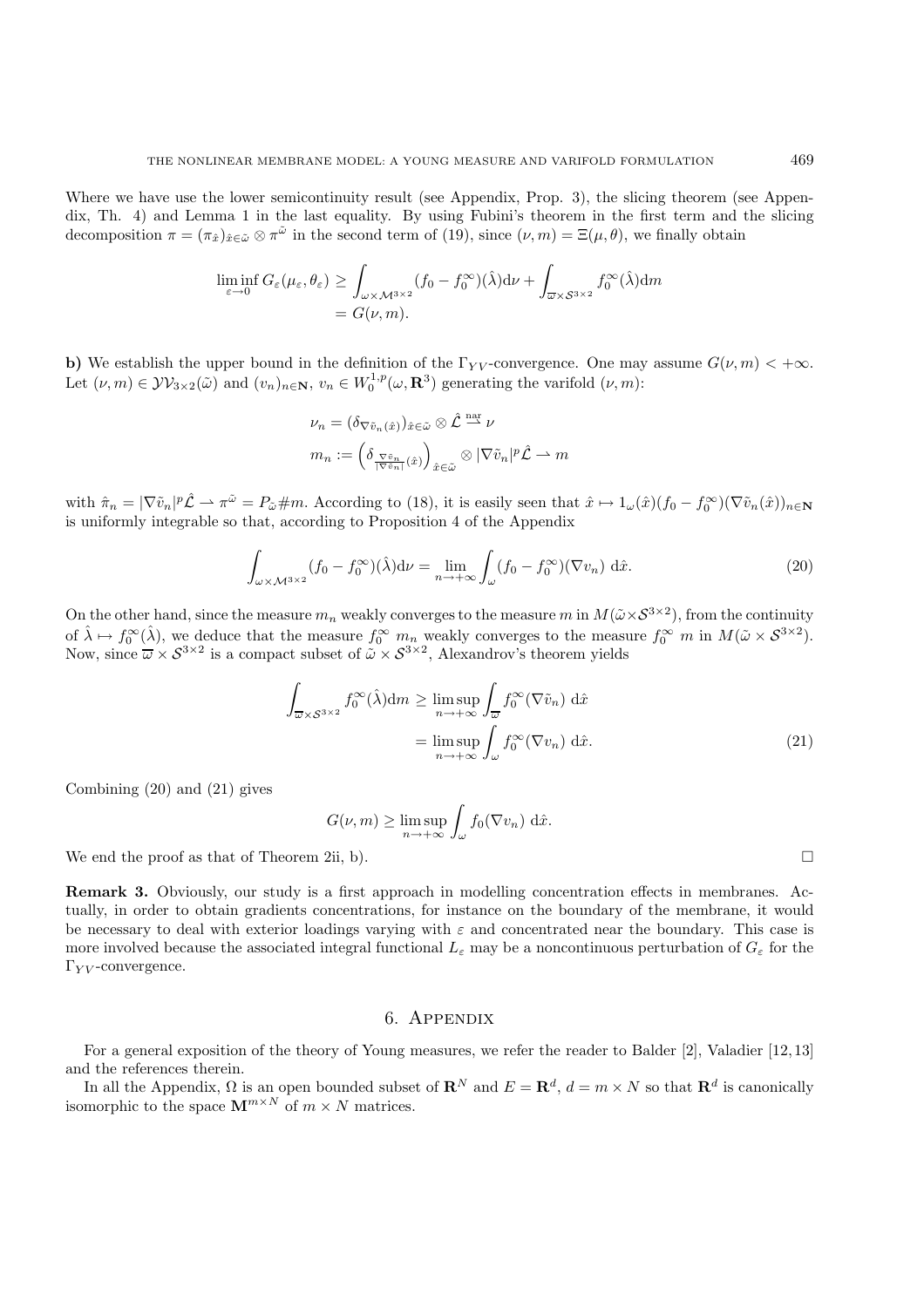Where we have use the lower semicontinuity result (see Appendix, Prop. 3), the slicing theorem (see Appendix, Th. 4) and Lemma 1 in the last equality. By using Fubini's theorem in the first term and the slicing decomposition $\pi = (\pi_{\hat{x}})_{\hat{x}\in\tilde{\omega}} \otimes \pi^{\tilde{\omega}}$ in the second term of (19), since $(\nu, m) = \Xi(\mu, \theta)$, we finally obtain

$$\liminf_{\varepsilon\to 0} G_\varepsilon(\mu_\varepsilon, \theta_\varepsilon) \geq \int_{\omega\times\mathcal{M}^{3\times 2}} (f_0 - f_0^\infty)(\hat{\lambda})\mathrm{d}\nu + \int_{\overline{\omega}\times\mathcal{S}^{3\times 2}} f_0^\infty(\hat{\lambda})\mathrm{d}m$$
$$= G(\nu, m).$$

**b)** We establish the upper bound in the definition of the $\Gamma_{YV}$-convergence. One may assume $G(\nu, m) < +\infty$. Let $(\nu, m) \in \mathcal{YV}_{3\times 2}(\tilde{\omega})$ and $(v_n)_{n\in\mathbf{N}}$, $v_n \in W_0^{1,p}(\omega, \mathbf{R}^3)$ generating the varifold $(\nu, m)$:

$$\nu_n = (\delta_{\nabla\tilde{v}_n(\hat{x})})_{\hat{x}\in\tilde{\omega}} \otimes \hat{\mathcal{L}} \overset{\text{nar}}{\rightharpoonup} \nu$$
$$m_n := \left(\delta_{\frac{\nabla\tilde{v}_n}{|\nabla\tilde{v}_n|}(\hat{x})}\right)_{\hat{x}\in\tilde{\omega}} \otimes |\nabla\tilde{v}_n|^p\hat{\mathcal{L}} \rightharpoonup m$$

with $\hat{\pi}_n = |\nabla\tilde{v}_n|^p\hat{\mathcal{L}} \rightharpoonup \pi^{\tilde{\omega}} = P_{\tilde{\omega}}\#m$. According to (18), it is easily seen that $\hat{x} \mapsto 1_\omega(\hat{x})(f_0 - f_0^\infty)(\nabla\tilde{v}_n(\hat{x}))_{n\in\mathbf{N}}$ is uniformly integrable so that, according to Proposition 4 of the Appendix

$$\int_{\omega\times\mathcal{M}^{3\times 2}} (f_0 - f_0^\infty)(\hat{\lambda})\mathrm{d}\nu = \lim_{n\to+\infty} \int_\omega (f_0 - f_0^\infty)(\nabla v_n)\ \mathrm{d}\hat{x}. \tag{20}$$

On the other hand, since the measure $m_n$ weakly converges to the measure $m$ in $M(\tilde{\omega}\times\mathcal{S}^{3\times 2})$, from the continuity of $\hat{\lambda} \mapsto f_0^\infty(\hat{\lambda})$, we deduce that the measure $f_0^\infty\ m_n$ weakly converges to the measure $f_0^\infty\ m$ in $M(\tilde{\omega}\times\mathcal{S}^{3\times 2})$. Now, since $\overline{\omega}\times\mathcal{S}^{3\times 2}$ is a compact subset of $\tilde{\omega}\times\mathcal{S}^{3\times 2}$, Alexandrov's theorem yields

$$\int_{\overline{\omega}\times\mathcal{S}^{3\times 2}} f_0^\infty(\hat{\lambda})\mathrm{d}m \geq \limsup_{n\to+\infty} \int_{\overline{\omega}} f_0^\infty(\nabla\tilde{v}_n)\ \mathrm{d}\hat{x}$$
$$= \limsup_{n\to+\infty} \int_\omega f_0^\infty(\nabla v_n)\ \mathrm{d}\hat{x}. \tag{21}$$

Combining (20) and (21) gives

$$G(\nu, m) \geq \limsup_{n\to+\infty} \int_\omega f_0(\nabla v_n)\ \mathrm{d}\hat{x}.$$

We end the proof as that of Theorem 2ii, b). □

**Remark 3.** Obviously, our study is a first approach in modelling concentration effects in membranes. Actually, in order to obtain gradients concentrations, for instance on the boundary of the membrane, it would be necessary to deal with exterior loadings varying with $\varepsilon$ and concentrated near the boundary. This case is more involved because the associated integral functional $L_\varepsilon$ may be a noncontinuous perturbation of $G_\varepsilon$ for the $\Gamma_{YV}$-convergence.

## 6. Appendix

For a general exposition of the theory of Young measures, we refer the reader to Balder [2], Valadier [12,13] and the references therein.

In all the Appendix, $\Omega$ is an open bounded subset of $\mathbf{R}^N$ and $E = \mathbf{R}^d$, $d = m \times N$ so that $\mathbf{R}^d$ is canonically isomorphic to the space $\mathbf{M}^{m\times N}$ of $m \times N$ matrices.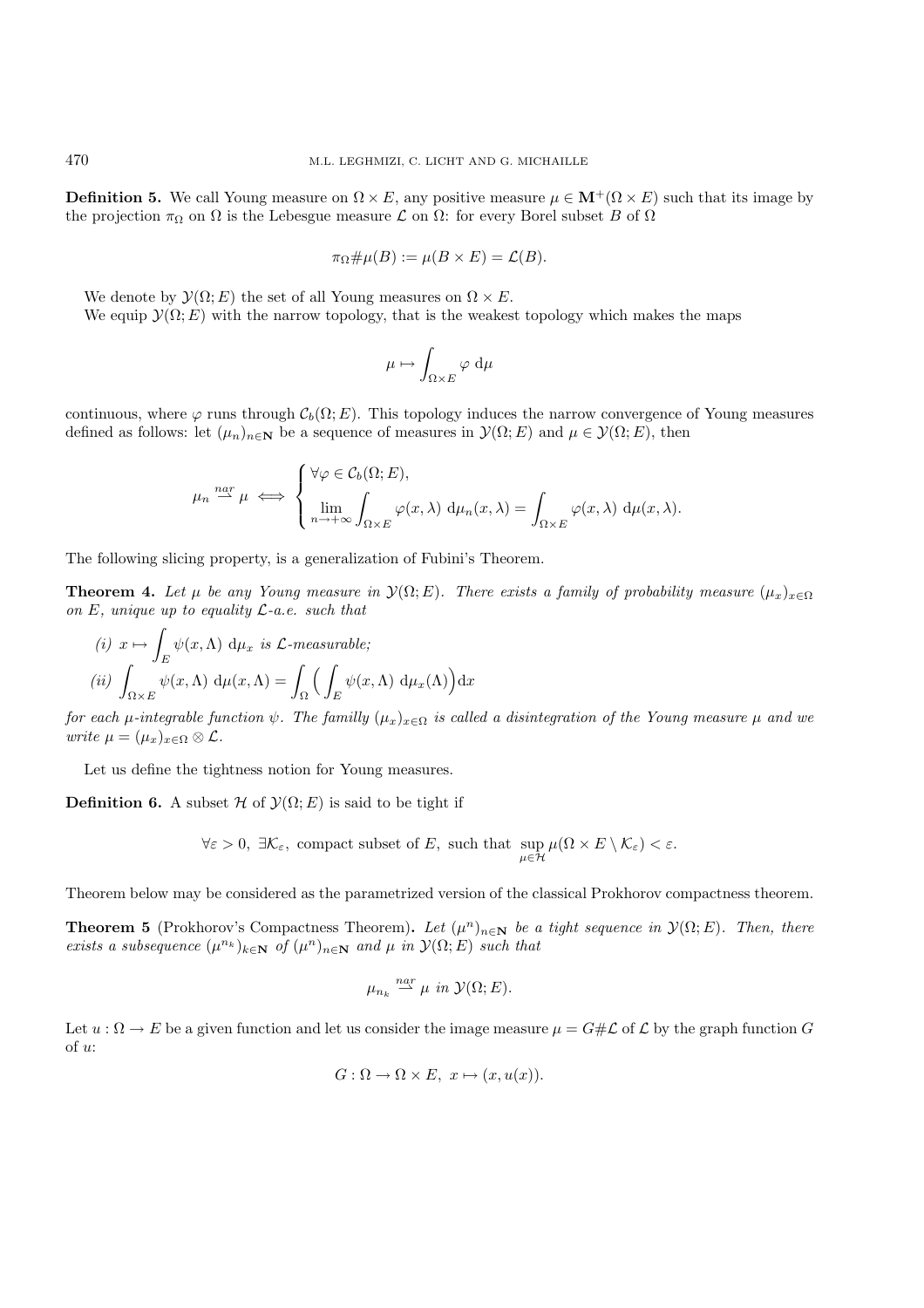**Definition 5.** We call Young measure on $\Omega \times E$, any positive measure $\mu \in \mathbf{M}^+(\Omega \times E)$ such that its image by the projection $\pi_\Omega$ on $\Omega$ is the Lebesgue measure $\mathcal{L}$ on $\Omega$: for every Borel subset $B$ of $\Omega$

$$\pi_\Omega \# \mu(B) := \mu(B \times E) = \mathcal{L}(B).$$

We denote by $\mathcal{Y}(\Omega; E)$ the set of all Young measures on $\Omega \times E$.

We equip $\mathcal{Y}(\Omega; E)$ with the narrow topology, that is the weakest topology which makes the maps

$$\mu \mapsto \int_{\Omega \times E} \varphi \ \mathrm{d}\mu$$

continuous, where $\varphi$ runs through $\mathcal{C}_b(\Omega; E)$. This topology induces the narrow convergence of Young measures defined as follows: let $(\mu_n)_{n \in \mathbf{N}}$ be a sequence of measures in $\mathcal{Y}(\Omega; E)$ and $\mu \in \mathcal{Y}(\Omega; E)$, then

$$\mu_n \overset{nar}{\rightharpoonup} \mu \iff \begin{cases} \forall \varphi \in \mathcal{C}_b(\Omega; E), \\ \displaystyle\lim_{n \to +\infty} \int_{\Omega \times E} \varphi(x, \lambda) \ \mathrm{d}\mu_n(x, \lambda) = \int_{\Omega \times E} \varphi(x, \lambda) \ \mathrm{d}\mu(x, \lambda). \end{cases}$$

The following slicing property, is a generalization of Fubini's Theorem.

**Theorem 4.** *Let $\mu$ be any Young measure in $\mathcal{Y}(\Omega; E)$. There exists a family of probability measure $(\mu_x)_{x \in \Omega}$ on $E$, unique up to equality $\mathcal{L}$-a.e. such that*

*(i)* $x \mapsto \displaystyle\int_E \psi(x, \Lambda) \ \mathrm{d}\mu_x$ *is $\mathcal{L}$-measurable;*

*(ii)* $\displaystyle\int_{\Omega \times E} \psi(x, \Lambda) \ \mathrm{d}\mu(x, \Lambda) = \int_\Omega \Big( \int_E \psi(x, \Lambda) \ \mathrm{d}\mu_x(\Lambda) \Big) \mathrm{d}x$

*for each $\mu$-integrable function $\psi$. The familly $(\mu_x)_{x \in \Omega}$ is called a disintegration of the Young measure $\mu$ and we write $\mu = (\mu_x)_{x \in \Omega} \otimes \mathcal{L}$.*

Let us define the tightness notion for Young measures.

**Definition 6.** A subset $\mathcal{H}$ of $\mathcal{Y}(\Omega; E)$ is said to be tight if

$$\forall \varepsilon > 0, \ \exists \mathcal{K}_\varepsilon, \text{ compact subset of } E, \text{ such that } \sup_{\mu \in \mathcal{H}} \mu(\Omega \times E \setminus \mathcal{K}_\varepsilon) < \varepsilon.$$

Theorem below may be considered as the parametrized version of the classical Prokhorov compactness theorem.

**Theorem 5** (Prokhorov's Compactness Theorem)**.** *Let $(\mu^n)_{n \in \mathbf{N}}$ be a tight sequence in $\mathcal{Y}(\Omega; E)$. Then, there exists a subsequence $(\mu^{n_k})_{k \in \mathbf{N}}$ of $(\mu^n)_{n \in \mathbf{N}}$ and $\mu$ in $\mathcal{Y}(\Omega; E)$ such that*

$$\mu_{n_k} \overset{nar}{\rightharpoonup} \mu \ \text{ in } \mathcal{Y}(\Omega; E).$$

Let $u : \Omega \to E$ be a given function and let us consider the image measure $\mu = G \# \mathcal{L}$ of $\mathcal{L}$ by the graph function $G$ of $u$:

$$G : \Omega \to \Omega \times E, \ x \mapsto (x, u(x)).$$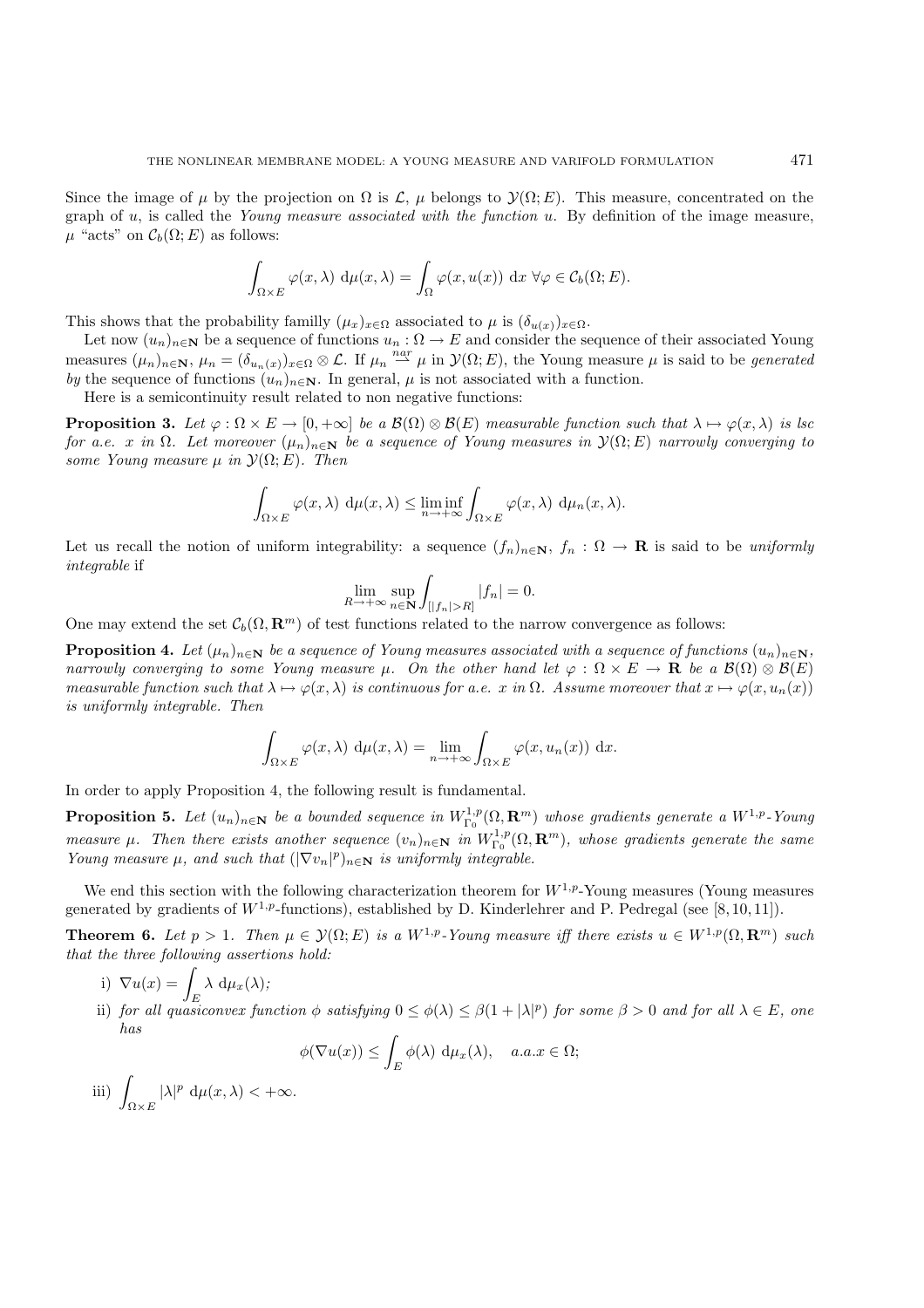Since the image of $\mu$ by the projection on $\Omega$ is $\mathcal{L}$, $\mu$ belongs to $\mathcal{Y}(\Omega; E)$. This measure, concentrated on the graph of $u$, is called the *Young measure associated with the function u*. By definition of the image measure, $\mu$ "acts" on $\mathcal{C}_b(\Omega; E)$ as follows:

$$\int_{\Omega\times E} \varphi(x,\lambda)\ \mathrm{d}\mu(x,\lambda) = \int_\Omega \varphi(x,u(x))\ \mathrm{d}x\ \forall\varphi\in\mathcal{C}_b(\Omega;E).$$

This shows that the probability familly $(\mu_x)_{x\in\Omega}$ associated to $\mu$ is $(\delta_{u(x)})_{x\in\Omega}$.

Let now $(u_n)_{n\in\mathbf{N}}$ be a sequence of functions $u_n : \Omega \to E$ and consider the sequence of their associated Young measures $(\mu_n)_{n\in\mathbf{N}}$, $\mu_n = (\delta_{u_n(x)})_{x\in\Omega}\otimes\mathcal{L}$. If $\mu_n \overset{nar}{\rightharpoonup} \mu$ in $\mathcal{Y}(\Omega; E)$, the Young measure $\mu$ is said to be *generated by* the sequence of functions $(u_n)_{n\in\mathbf{N}}$. In general, $\mu$ is not associated with a function.

Here is a semicontinuity result related to non negative functions:

**Proposition 3.** *Let $\varphi : \Omega\times E \to [0, +\infty]$ be a $\mathcal{B}(\Omega)\otimes\mathcal{B}(E)$ measurable function such that $\lambda\mapsto\varphi(x, \lambda)$ is lsc for a.e. $x$ in $\Omega$. Let moreover $(\mu_n)_{n\in\mathbf{N}}$ be a sequence of Young measures in $\mathcal{Y}(\Omega; E)$ narrowly converging to some Young measure $\mu$ in $\mathcal{Y}(\Omega; E)$. Then*

$$\int_{\Omega\times E} \varphi(x,\lambda)\ \mathrm{d}\mu(x,\lambda) \le \liminf_{n\to+\infty}\int_{\Omega\times E} \varphi(x,\lambda)\ \mathrm{d}\mu_n(x,\lambda).$$

Let us recall the notion of uniform integrability: a sequence $(f_n)_{n\in\mathbf{N}}$, $f_n : \Omega \to \mathbf{R}$ is said to be *uniformly integrable* if

$$\lim_{R\to+\infty}\sup_{n\in\mathbf{N}}\int_{[|f_n|>R]}|f_n| = 0.$$

One may extend the set $\mathcal{C}_b(\Omega, \mathbf{R}^m)$ of test functions related to the narrow convergence as follows:

**Proposition 4.** *Let $(\mu_n)_{n\in\mathbf{N}}$ be a sequence of Young measures associated with a sequence of functions $(u_n)_{n\in\mathbf{N}}$, narrowly converging to some Young measure $\mu$. On the other hand let $\varphi : \Omega\times E \to \mathbf{R}$ be a $\mathcal{B}(\Omega)\otimes\mathcal{B}(E)$ measurable function such that $\lambda\mapsto\varphi(x, \lambda)$ is continuous for a.e. $x$ in $\Omega$. Assume moreover that $x\mapsto\varphi(x, u_n(x))$ is uniformly integrable. Then*

$$\int_{\Omega\times E} \varphi(x,\lambda)\ \mathrm{d}\mu(x,\lambda) = \lim_{n\to+\infty}\int_{\Omega\times E} \varphi(x,u_n(x))\ \mathrm{d}x.$$

In order to apply Proposition 4, the following result is fundamental.

**Proposition 5.** *Let $(u_n)_{n\in\mathbf{N}}$ be a bounded sequence in $W^{1,p}_{\Gamma_0}(\Omega, \mathbf{R}^m)$ whose gradients generate a $W^{1,p}$-Young measure $\mu$. Then there exists another sequence $(v_n)_{n\in\mathbf{N}}$ in $W^{1,p}_{\Gamma_0}(\Omega, \mathbf{R}^m)$, whose gradients generate the same Young measure $\mu$, and such that $(|\nabla v_n|^p)_{n\in\mathbf{N}}$ is uniformly integrable.*

We end this section with the following characterization theorem for $W^{1,p}$-Young measures (Young measures generated by gradients of $W^{1,p}$-functions), established by D. Kinderlehrer and P. Pedregal (see [8, 10, 11]).

**Theorem 6.** *Let $p > 1$. Then $\mu\in\mathcal{Y}(\Omega; E)$ is a $W^{1,p}$-Young measure iff there exists $u \in W^{1,p}(\Omega, \mathbf{R}^m)$ such that the three following assertions hold:*

i) $\nabla u(x) = \displaystyle\int_E \lambda\ \mathrm{d}\mu_x(\lambda)$;

ii) *for all quasiconvex function $\phi$ satisfying $0 \le \phi(\lambda) \le \beta(1 + |\lambda|^p)$ for some $\beta > 0$ and for all $\lambda \in E$, one has*

$$\phi(\nabla u(x)) \le \int_E \phi(\lambda)\ \mathrm{d}\mu_x(\lambda),\quad a.a.x\in\Omega;$$

iii) $\displaystyle\int_{\Omega\times E} |\lambda|^p\ \mathrm{d}\mu(x,\lambda) < +\infty.$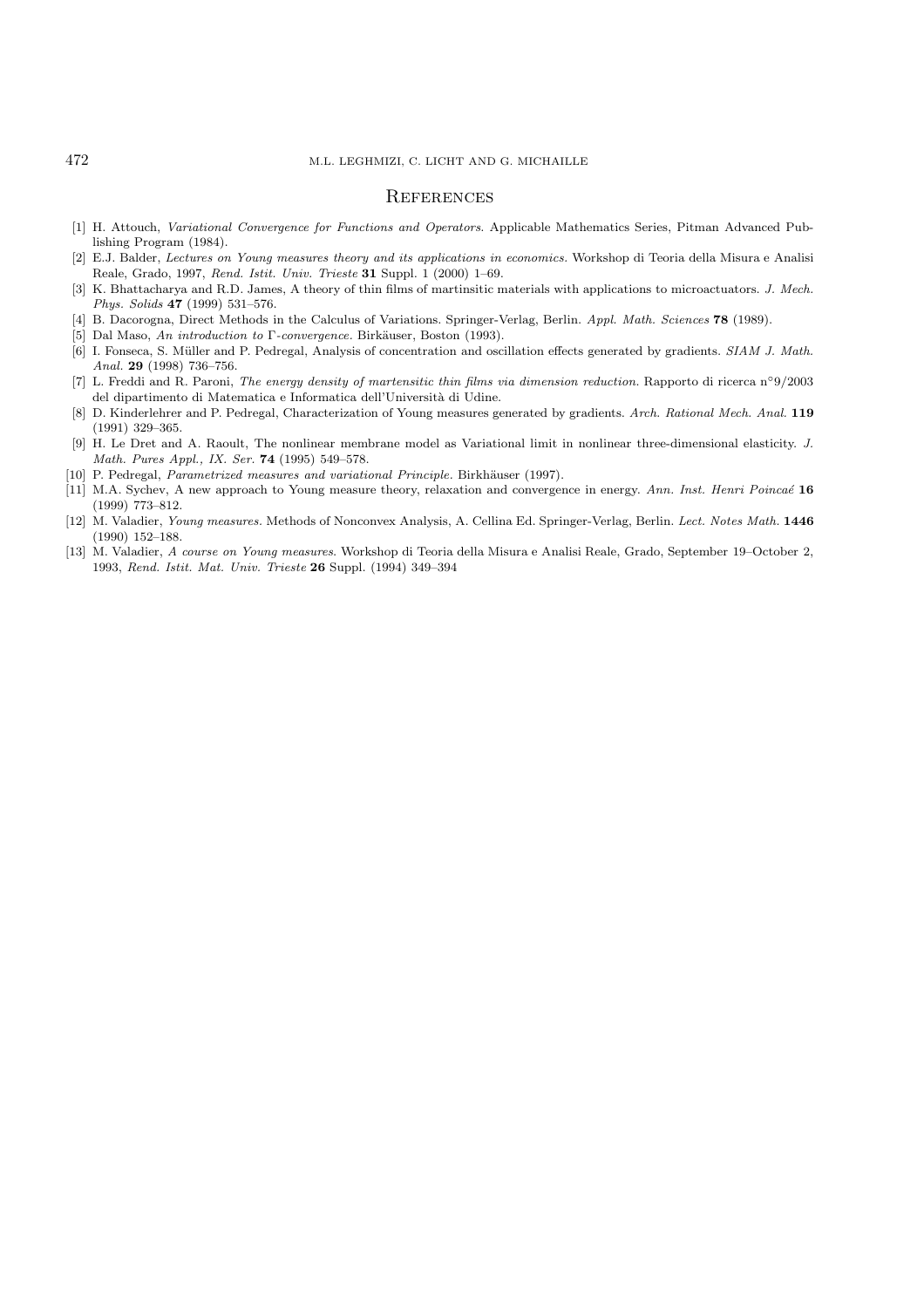## References

[1] H. Attouch, *Variational Convergence for Functions and Operators*. Applicable Mathematics Series, Pitman Advanced Publishing Program (1984).

[2] E.J. Balder, *Lectures on Young measures theory and its applications in economics*. Workshop di Teoria della Misura e Analisi Reale, Grado, 1997, *Rend. Istit. Univ. Trieste* **31** Suppl. 1 (2000) 1–69.

[3] K. Bhattacharya and R.D. James, A theory of thin films of martinsitic materials with applications to microactuators. *J. Mech. Phys. Solids* **47** (1999) 531–576.

[4] B. Dacorogna, Direct Methods in the Calculus of Variations. Springer-Verlag, Berlin. *Appl. Math. Sciences* **78** (1989).

[5] Dal Maso, *An introduction to* Γ*-convergence*. Birkäuser, Boston (1993).

[6] I. Fonseca, S. Müller and P. Pedregal, Analysis of concentration and oscillation effects generated by gradients. *SIAM J. Math. Anal.* **29** (1998) 736–756.

[7] L. Freddi and R. Paroni, *The energy density of martensitic thin films via dimension reduction*. Rapporto di ricerca n°9/2003 del dipartimento di Matematica e Informatica dell'Università di Udine.

[8] D. Kinderlehrer and P. Pedregal, Characterization of Young measures generated by gradients. *Arch. Rational Mech. Anal.* **119** (1991) 329–365.

[9] H. Le Dret and A. Raoult, The nonlinear membrane model as Variational limit in nonlinear three-dimensional elasticity. *J. Math. Pures Appl., IX. Ser.* **74** (1995) 549–578.

[10] P. Pedregal, *Parametrized measures and variational Principle*. Birkhäuser (1997).

[11] M.A. Sychev, A new approach to Young measure theory, relaxation and convergence in energy. *Ann. Inst. Henri Poincaé* **16** (1999) 773–812.

[12] M. Valadier, *Young measures*. Methods of Nonconvex Analysis, A. Cellina Ed. Springer-Verlag, Berlin. *Lect. Notes Math.* **1446** (1990) 152–188.

[13] M. Valadier, *A course on Young measures*. Workshop di Teoria della Misura e Analisi Reale, Grado, September 19–October 2, 1993, *Rend. Istit. Mat. Univ. Trieste* **26** Suppl. (1994) 349–394